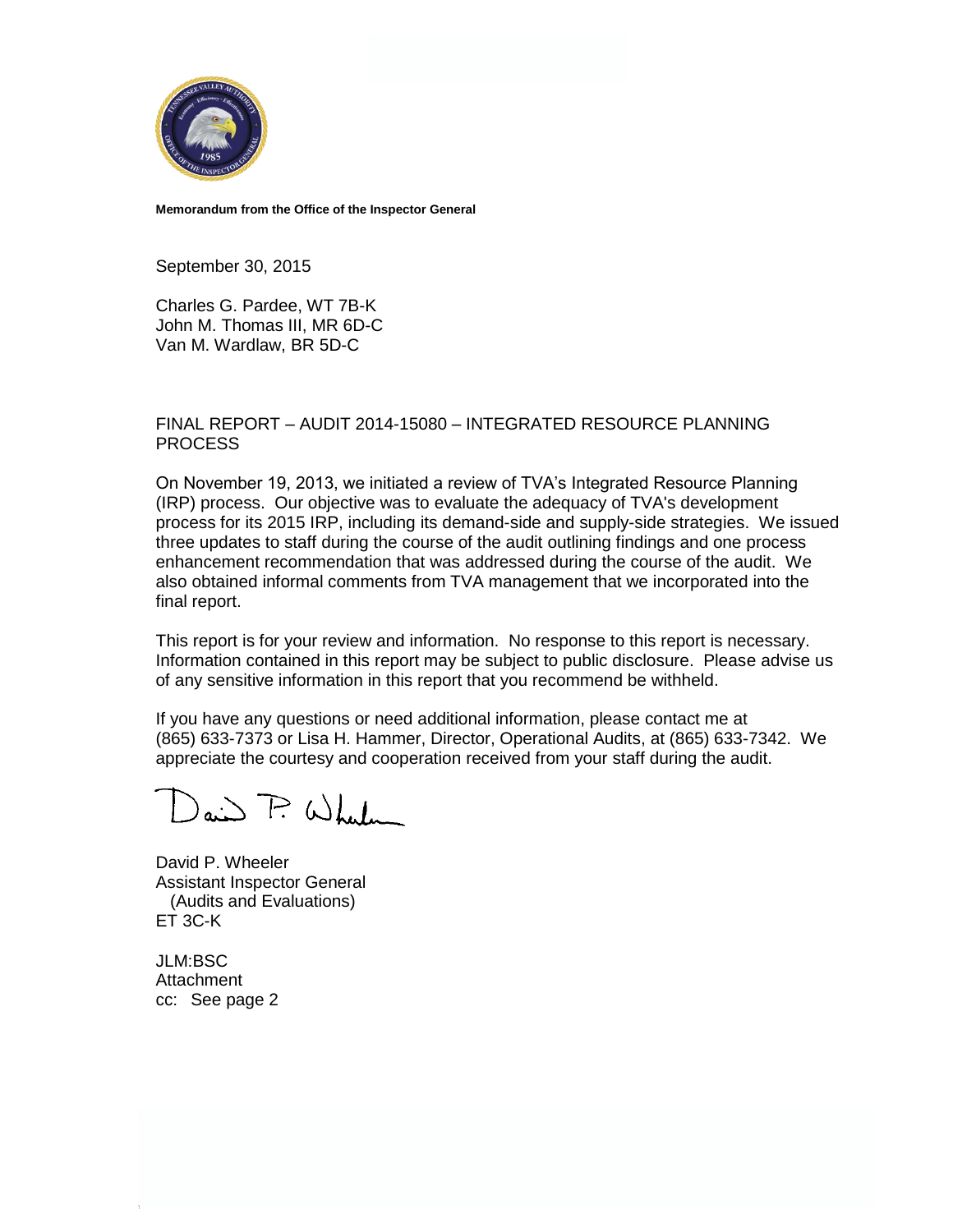**Memorandum from the Office of the Inspector General**

September 30, 2015

Charles G. Pardee, WT 7B-K
John M. Thomas III, MR 6D-C
Van M. Wardlaw, BR 5D-C

FINAL REPORT – AUDIT 2014-15080 – INTEGRATED RESOURCE PLANNING PROCESS

On November 19, 2013, we initiated a review of TVA's Integrated Resource Planning (IRP) process. Our objective was to evaluate the adequacy of TVA's development process for its 2015 IRP, including its demand-side and supply-side strategies. We issued three updates to staff during the course of the audit outlining findings and one process enhancement recommendation that was addressed during the course of the audit. We also obtained informal comments from TVA management that we incorporated into the final report.

This report is for your review and information. No response to this report is necessary. Information contained in this report may be subject to public disclosure. Please advise us of any sensitive information in this report that you recommend be withheld.

If you have any questions or need additional information, please contact me at (865) 633-7373 or Lisa H. Hammer, Director, Operational Audits, at (865) 633-7342. We appreciate the courtesy and cooperation received from your staff during the audit.

David P. Wheeler
Assistant Inspector General
(Audits and Evaluations)
ET 3C-K

JLM:BSC
Attachment
cc: See page 2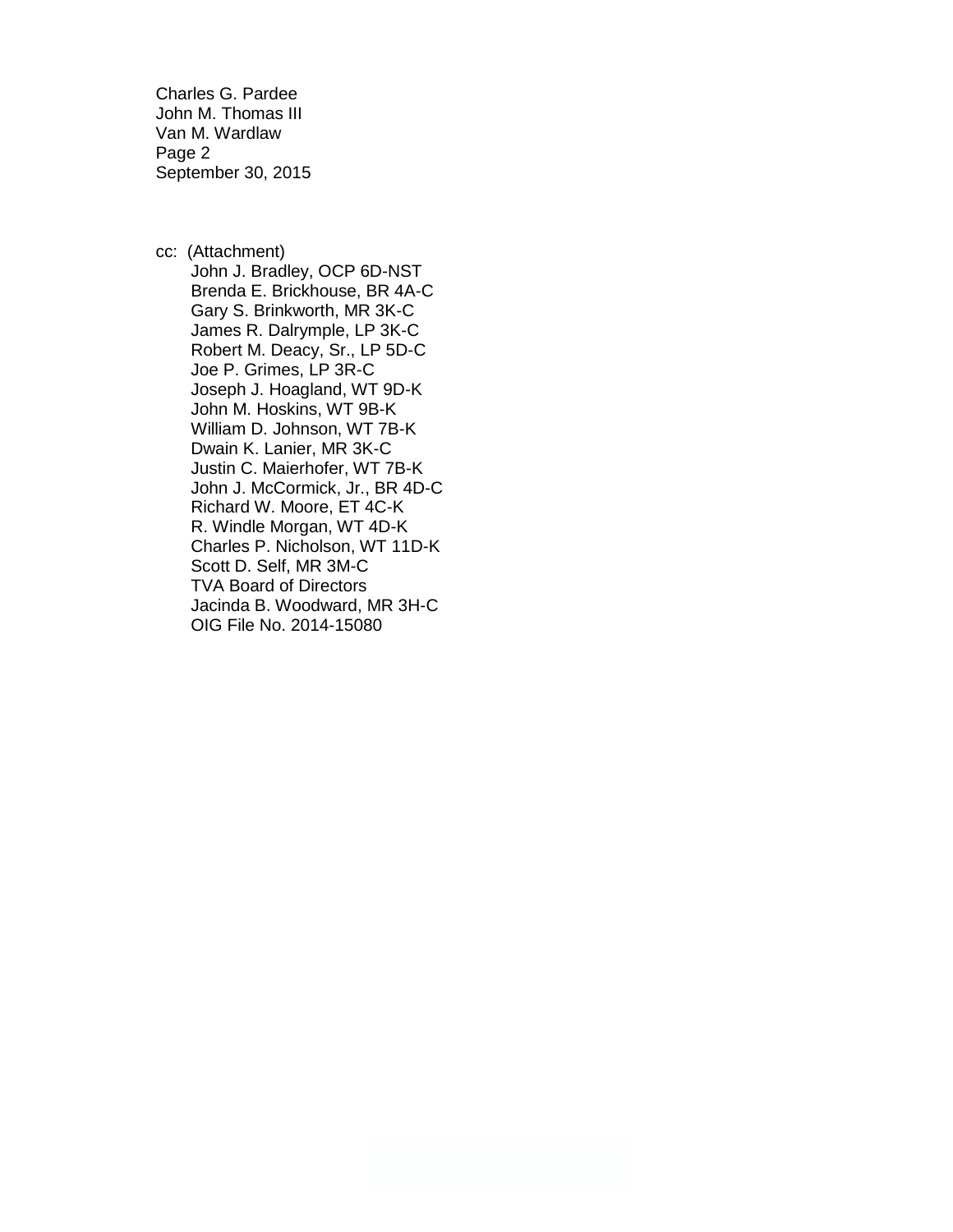Charles G. Pardee
John M. Thomas III
Van M. Wardlaw
Page 2
September 30, 2015

cc: (Attachment)
John J. Bradley, OCP 6D-NST
Brenda E. Brickhouse, BR 4A-C
Gary S. Brinkworth, MR 3K-C
James R. Dalrymple, LP 3K-C
Robert M. Deacy, Sr., LP 5D-C
Joe P. Grimes, LP 3R-C
Joseph J. Hoagland, WT 9D-K
John M. Hoskins, WT 9B-K
William D. Johnson, WT 7B-K
Dwain K. Lanier, MR 3K-C
Justin C. Maierhofer, WT 7B-K
John J. McCormick, Jr., BR 4D-C
Richard W. Moore, ET 4C-K
R. Windle Morgan, WT 4D-K
Charles P. Nicholson, WT 11D-K
Scott D. Self, MR 3M-C
TVA Board of Directors
Jacinda B. Woodward, MR 3H-C
OIG File No. 2014-15080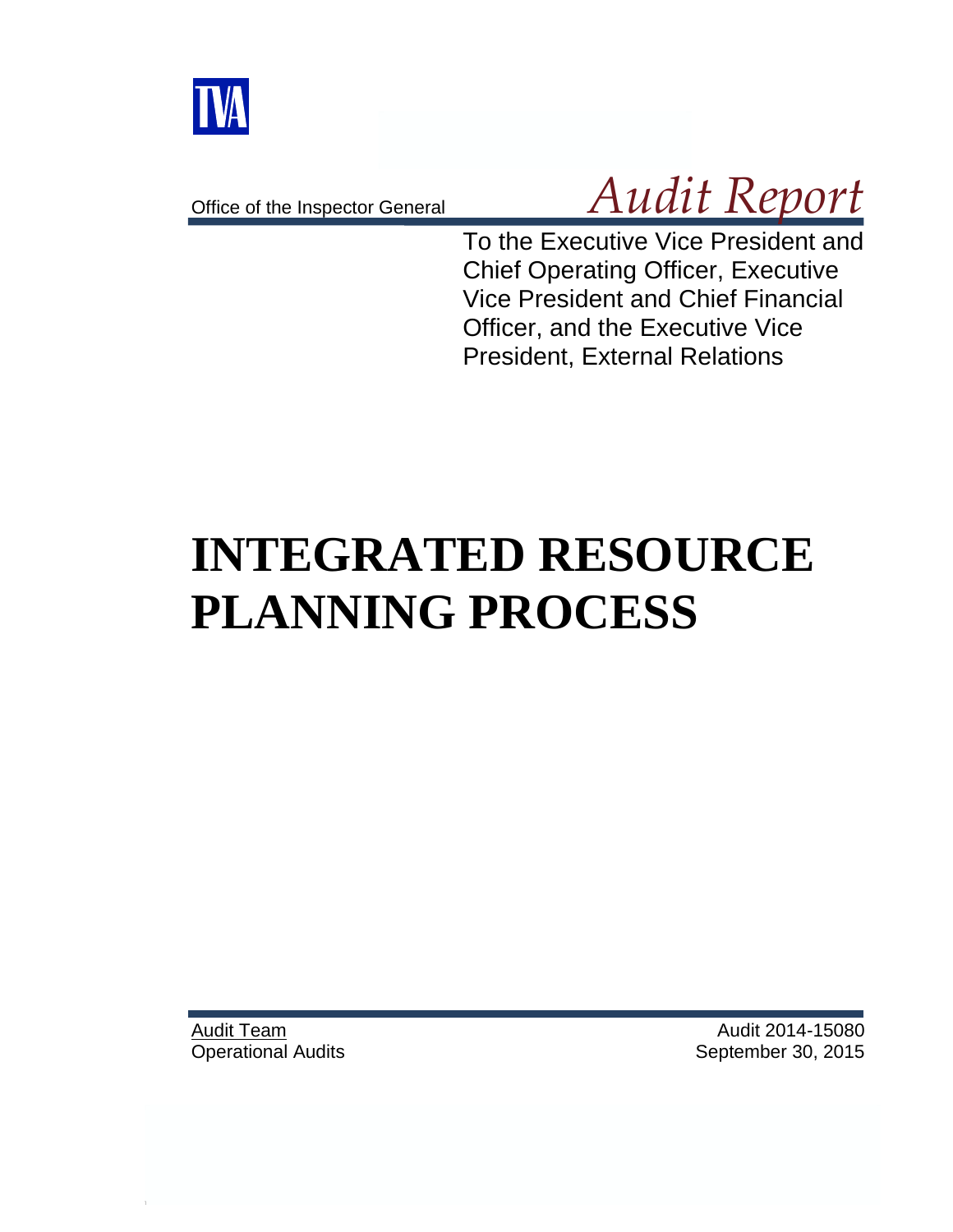TVA

Office of the Inspector General

*Audit Report*

To the Executive Vice President and Chief Operating Officer, Executive Vice President and Chief Financial Officer, and the Executive Vice President, External Relations

# INTEGRATED RESOURCE PLANNING PROCESS

Audit Team
Operational Audits

Audit 2014-15080
September 30, 2015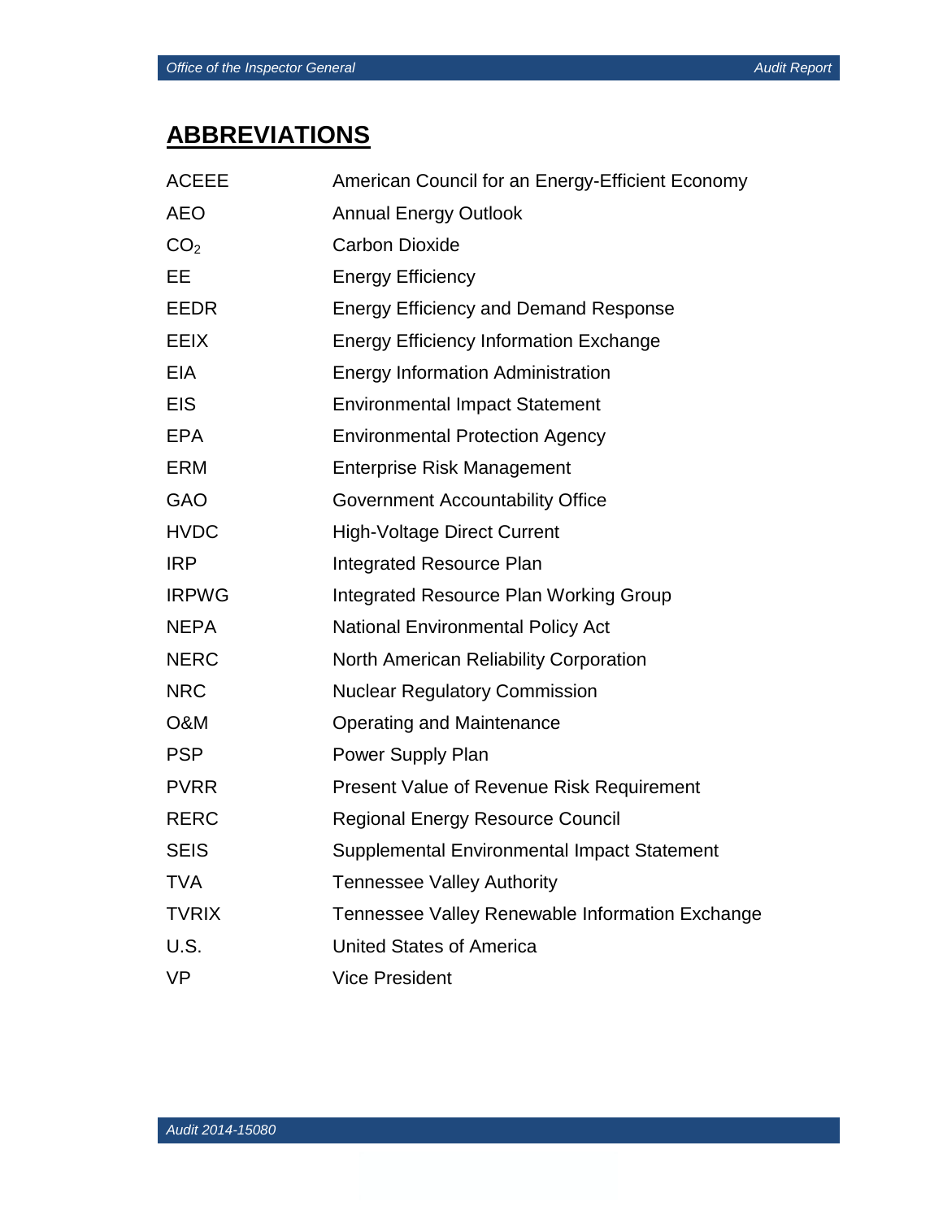## ABBREVIATIONS

| | |
|---|---|
| ACEEE | American Council for an Energy-Efficient Economy |
| AEO | Annual Energy Outlook |
| $CO_2$ | Carbon Dioxide |
| EE | Energy Efficiency |
| EEDR | Energy Efficiency and Demand Response |
| EEIX | Energy Efficiency Information Exchange |
| EIA | Energy Information Administration |
| EIS | Environmental Impact Statement |
| EPA | Environmental Protection Agency |
| ERM | Enterprise Risk Management |
| GAO | Government Accountability Office |
| HVDC | High-Voltage Direct Current |
| IRP | Integrated Resource Plan |
| IRPWG | Integrated Resource Plan Working Group |
| NEPA | National Environmental Policy Act |
| NERC | North American Reliability Corporation |
| NRC | Nuclear Regulatory Commission |
| O&M | Operating and Maintenance |
| PSP | Power Supply Plan |
| PVRR | Present Value of Revenue Risk Requirement |
| RERC | Regional Energy Resource Council |
| SEIS | Supplemental Environmental Impact Statement |
| TVA | Tennessee Valley Authority |
| TVRIX | Tennessee Valley Renewable Information Exchange |
| U.S. | United States of America |
| VP | Vice President |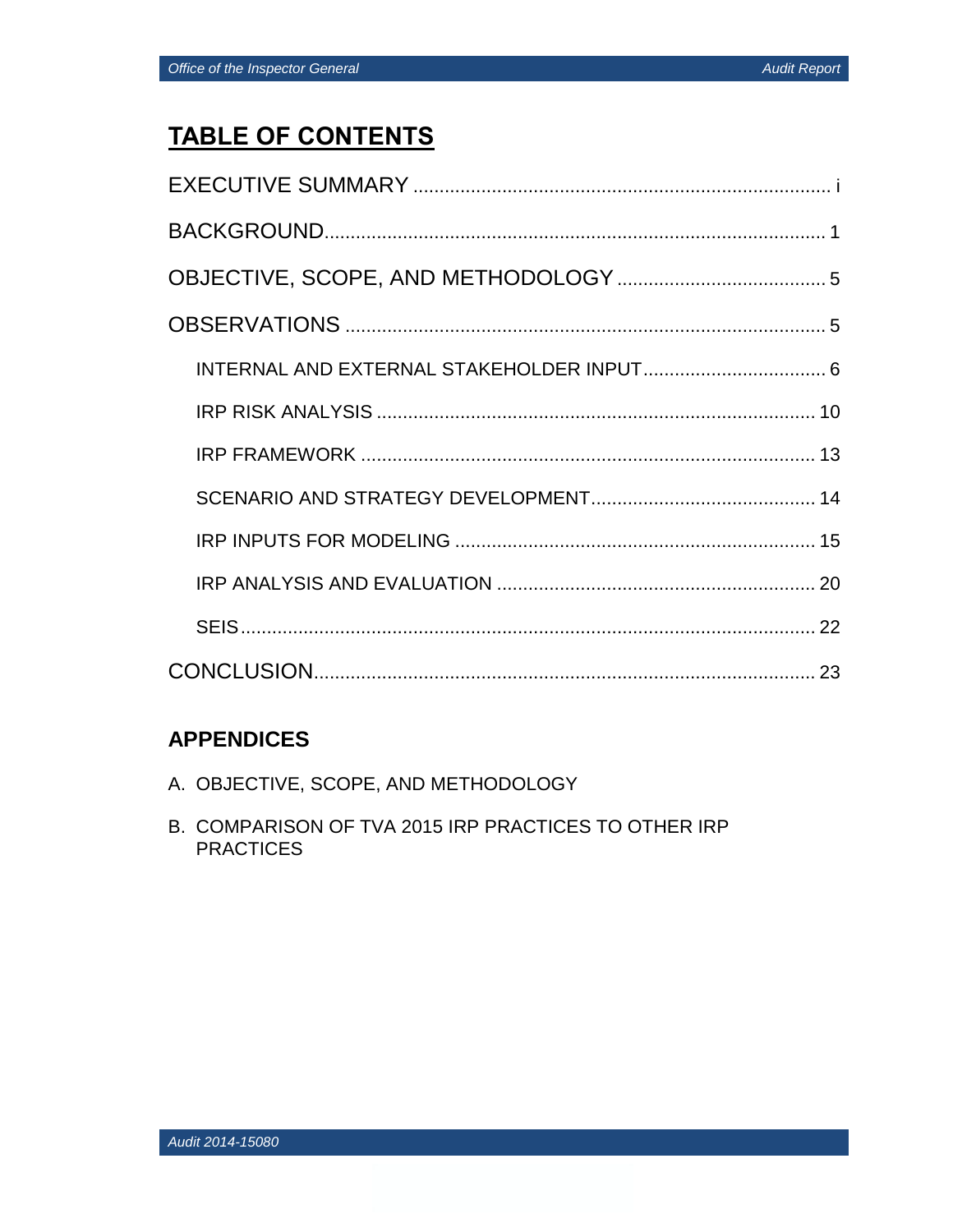# TABLE OF CONTENTS

EXECUTIVE SUMMARY ................................................................................ i

BACKGROUND................................................................................................ 1

OBJECTIVE, SCOPE, AND METHODOLOGY ....................................... 5

OBSERVATIONS .......................................................................................... 5

- INTERNAL AND EXTERNAL STAKEHOLDER INPUT ................................... 6
- IRP RISK ANALYSIS .................................................................................... 10
- IRP FRAMEWORK ....................................................................................... 13
- SCENARIO AND STRATEGY DEVELOPMENT........................................... 14
- IRP INPUTS FOR MODELING ..................................................................... 15
- IRP ANALYSIS AND EVALUATION ............................................................ 20
- SEIS.............................................................................................................. 22

CONCLUSION.............................................................................................. 23

## APPENDICES

A. OBJECTIVE, SCOPE, AND METHODOLOGY

B. COMPARISON OF TVA 2015 IRP PRACTICES TO OTHER IRP PRACTICES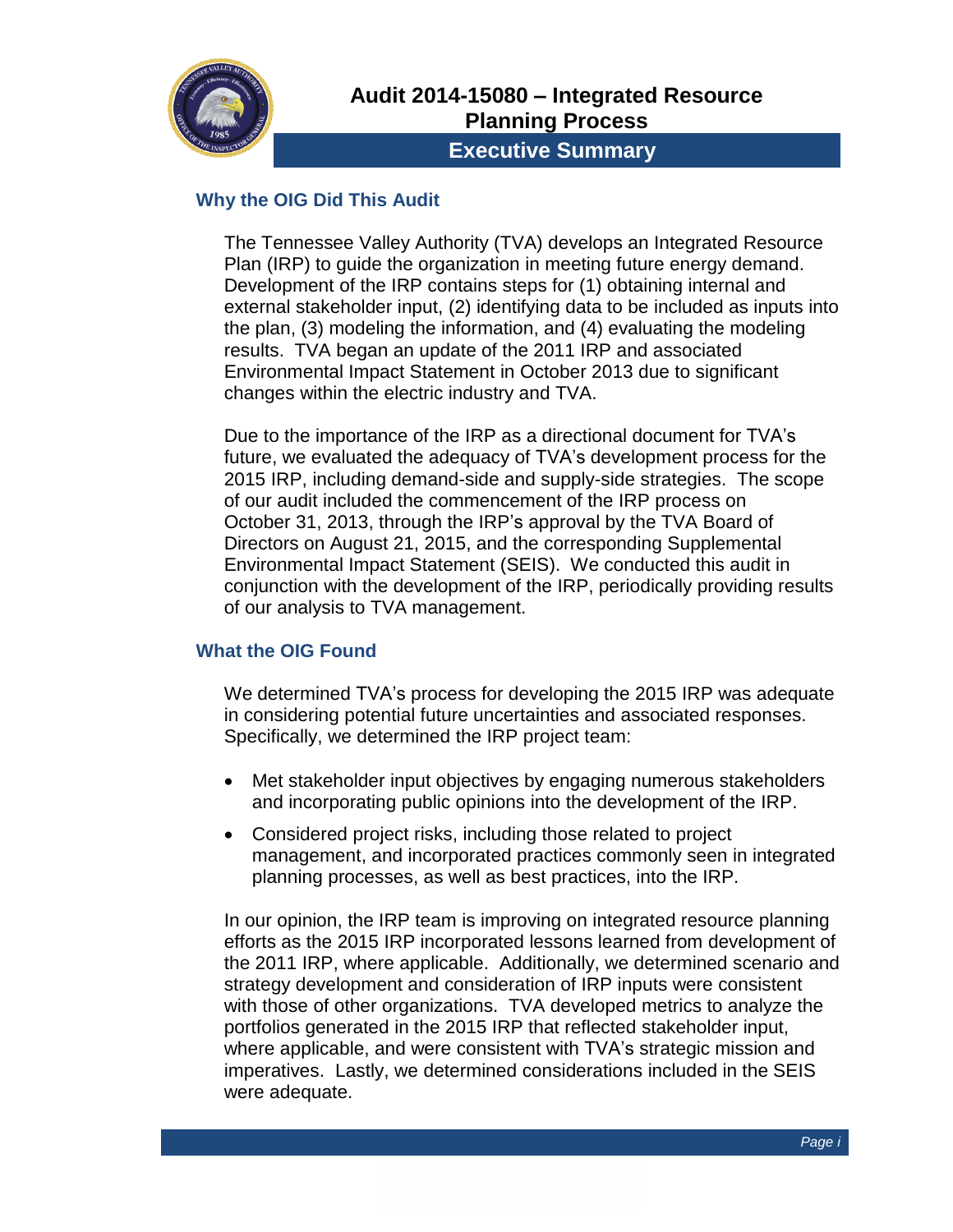# Audit 2014-15080 – Integrated Resource Planning Process

## Executive Summary

### Why the OIG Did This Audit

The Tennessee Valley Authority (TVA) develops an Integrated Resource Plan (IRP) to guide the organization in meeting future energy demand. Development of the IRP contains steps for (1) obtaining internal and external stakeholder input, (2) identifying data to be included as inputs into the plan, (3) modeling the information, and (4) evaluating the modeling results. TVA began an update of the 2011 IRP and associated Environmental Impact Statement in October 2013 due to significant changes within the electric industry and TVA.

Due to the importance of the IRP as a directional document for TVA's future, we evaluated the adequacy of TVA's development process for the 2015 IRP, including demand-side and supply-side strategies. The scope of our audit included the commencement of the IRP process on October 31, 2013, through the IRP's approval by the TVA Board of Directors on August 21, 2015, and the corresponding Supplemental Environmental Impact Statement (SEIS). We conducted this audit in conjunction with the development of the IRP, periodically providing results of our analysis to TVA management.

### What the OIG Found

We determined TVA's process for developing the 2015 IRP was adequate in considering potential future uncertainties and associated responses. Specifically, we determined the IRP project team:

- Met stakeholder input objectives by engaging numerous stakeholders and incorporating public opinions into the development of the IRP.
- Considered project risks, including those related to project management, and incorporated practices commonly seen in integrated planning processes, as well as best practices, into the IRP.

In our opinion, the IRP team is improving on integrated resource planning efforts as the 2015 IRP incorporated lessons learned from development of the 2011 IRP, where applicable. Additionally, we determined scenario and strategy development and consideration of IRP inputs were consistent with those of other organizations. TVA developed metrics to analyze the portfolios generated in the 2015 IRP that reflected stakeholder input, where applicable, and were consistent with TVA's strategic mission and imperatives. Lastly, we determined considerations included in the SEIS were adequate.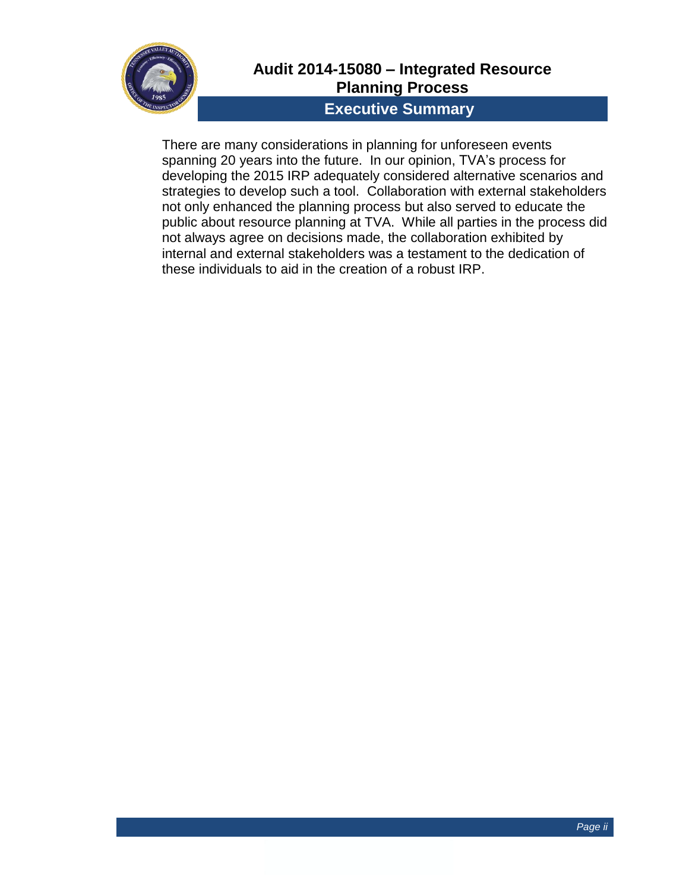There are many considerations in planning for unforeseen events spanning 20 years into the future. In our opinion, TVA's process for developing the 2015 IRP adequately considered alternative scenarios and strategies to develop such a tool. Collaboration with external stakeholders not only enhanced the planning process but also served to educate the public about resource planning at TVA. While all parties in the process did not always agree on decisions made, the collaboration exhibited by internal and external stakeholders was a testament to the dedication of these individuals to aid in the creation of a robust IRP.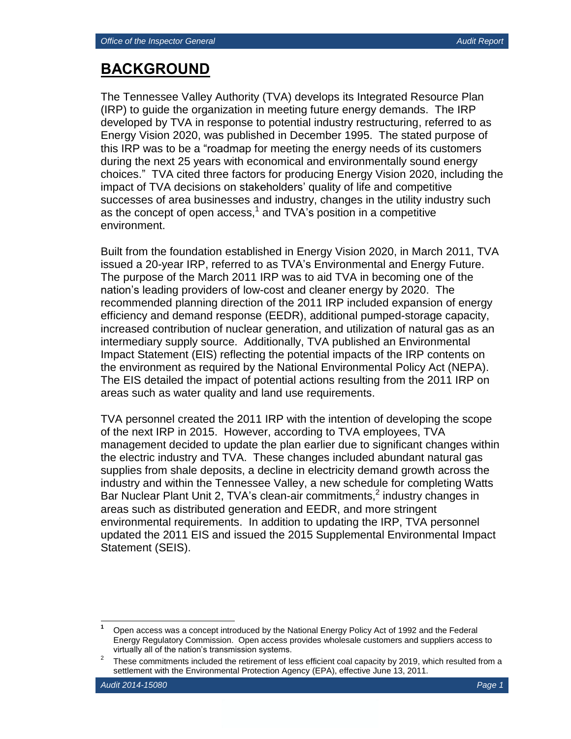# BACKGROUND

The Tennessee Valley Authority (TVA) develops its Integrated Resource Plan (IRP) to guide the organization in meeting future energy demands. The IRP developed by TVA in response to potential industry restructuring, referred to as Energy Vision 2020, was published in December 1995. The stated purpose of this IRP was to be a "roadmap for meeting the energy needs of its customers during the next 25 years with economical and environmentally sound energy choices." TVA cited three factors for producing Energy Vision 2020, including the impact of TVA decisions on stakeholders' quality of life and competitive successes of area businesses and industry, changes in the utility industry such as the concept of open access,[1] and TVA's position in a competitive environment.

Built from the foundation established in Energy Vision 2020, in March 2011, TVA issued a 20-year IRP, referred to as TVA's Environmental and Energy Future. The purpose of the March 2011 IRP was to aid TVA in becoming one of the nation's leading providers of low-cost and cleaner energy by 2020. The recommended planning direction of the 2011 IRP included expansion of energy efficiency and demand response (EEDR), additional pumped-storage capacity, increased contribution of nuclear generation, and utilization of natural gas as an intermediary supply source. Additionally, TVA published an Environmental Impact Statement (EIS) reflecting the potential impacts of the IRP contents on the environment as required by the National Environmental Policy Act (NEPA). The EIS detailed the impact of potential actions resulting from the 2011 IRP on areas such as water quality and land use requirements.

TVA personnel created the 2011 IRP with the intention of developing the scope of the next IRP in 2015. However, according to TVA employees, TVA management decided to update the plan earlier due to significant changes within the electric industry and TVA. These changes included abundant natural gas supplies from shale deposits, a decline in electricity demand growth across the industry and within the Tennessee Valley, a new schedule for completing Watts Bar Nuclear Plant Unit 2, TVA's clean-air commitments,[2] industry changes in areas such as distributed generation and EEDR, and more stringent environmental requirements. In addition to updating the IRP, TVA personnel updated the 2011 EIS and issued the 2015 Supplemental Environmental Impact Statement (SEIS).

---

[1] Open access was a concept introduced by the National Energy Policy Act of 1992 and the Federal Energy Regulatory Commission. Open access provides wholesale customers and suppliers access to virtually all of the nation's transmission systems.

[2] These commitments included the retirement of less efficient coal capacity by 2019, which resulted from a settlement with the Environmental Protection Agency (EPA), effective June 13, 2011.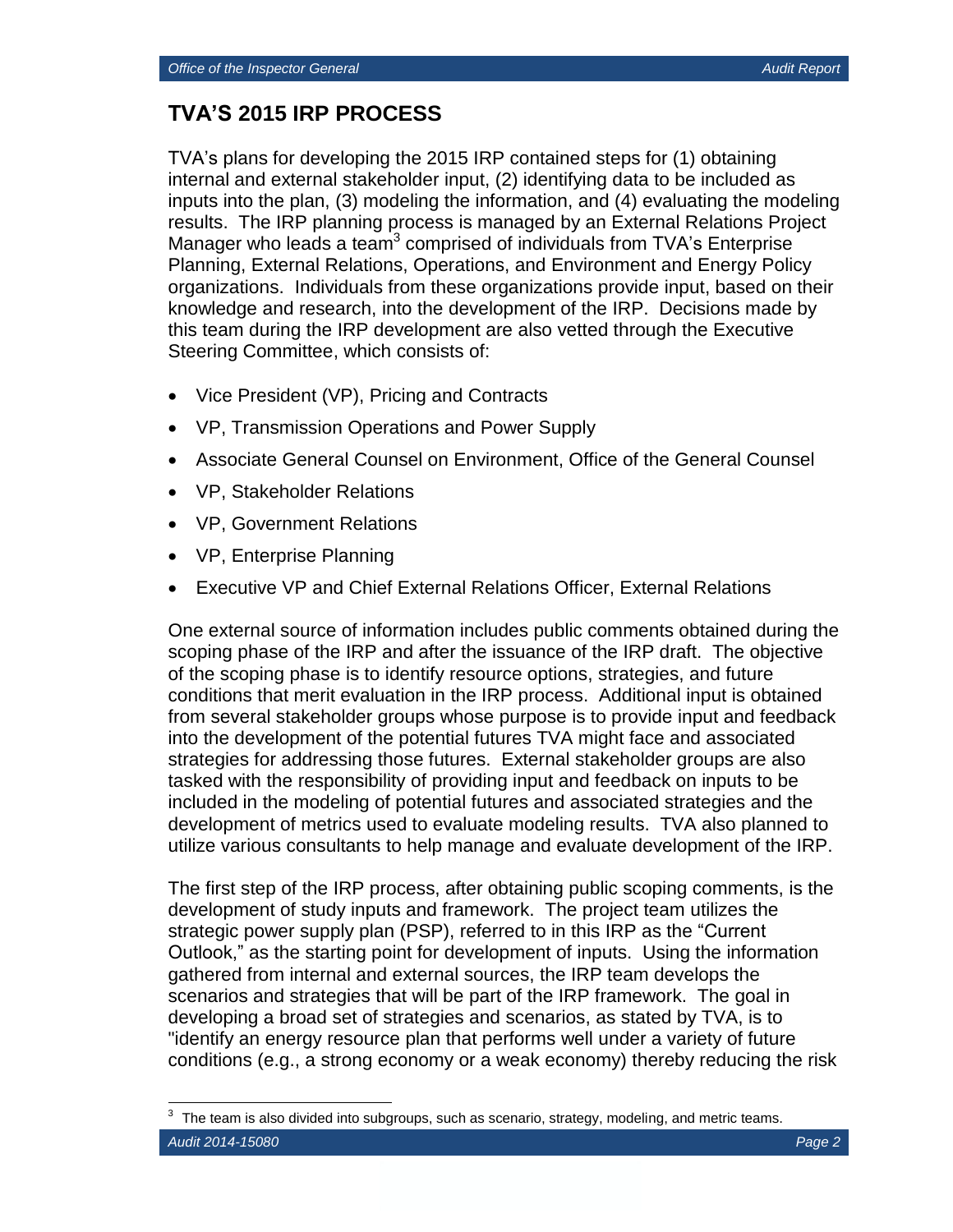## TVA'S 2015 IRP PROCESS

TVA's plans for developing the 2015 IRP contained steps for (1) obtaining internal and external stakeholder input, (2) identifying data to be included as inputs into the plan, (3) modeling the information, and (4) evaluating the modeling results. The IRP planning process is managed by an External Relations Project Manager who leads a team[3] comprised of individuals from TVA's Enterprise Planning, External Relations, Operations, and Environment and Energy Policy organizations. Individuals from these organizations provide input, based on their knowledge and research, into the development of the IRP. Decisions made by this team during the IRP development are also vetted through the Executive Steering Committee, which consists of:

- Vice President (VP), Pricing and Contracts
- VP, Transmission Operations and Power Supply
- Associate General Counsel on Environment, Office of the General Counsel
- VP, Stakeholder Relations
- VP, Government Relations
- VP, Enterprise Planning
- Executive VP and Chief External Relations Officer, External Relations

One external source of information includes public comments obtained during the scoping phase of the IRP and after the issuance of the IRP draft. The objective of the scoping phase is to identify resource options, strategies, and future conditions that merit evaluation in the IRP process. Additional input is obtained from several stakeholder groups whose purpose is to provide input and feedback into the development of the potential futures TVA might face and associated strategies for addressing those futures. External stakeholder groups are also tasked with the responsibility of providing input and feedback on inputs to be included in the modeling of potential futures and associated strategies and the development of metrics used to evaluate modeling results. TVA also planned to utilize various consultants to help manage and evaluate development of the IRP.

The first step of the IRP process, after obtaining public scoping comments, is the development of study inputs and framework. The project team utilizes the strategic power supply plan (PSP), referred to in this IRP as the "Current Outlook," as the starting point for development of inputs. Using the information gathered from internal and external sources, the IRP team develops the scenarios and strategies that will be part of the IRP framework. The goal in developing a broad set of strategies and scenarios, as stated by TVA, is to "identify an energy resource plan that performs well under a variety of future conditions (e.g., a strong economy or a weak economy) thereby reducing the risk

[3] The team is also divided into subgroups, such as scenario, strategy, modeling, and metric teams.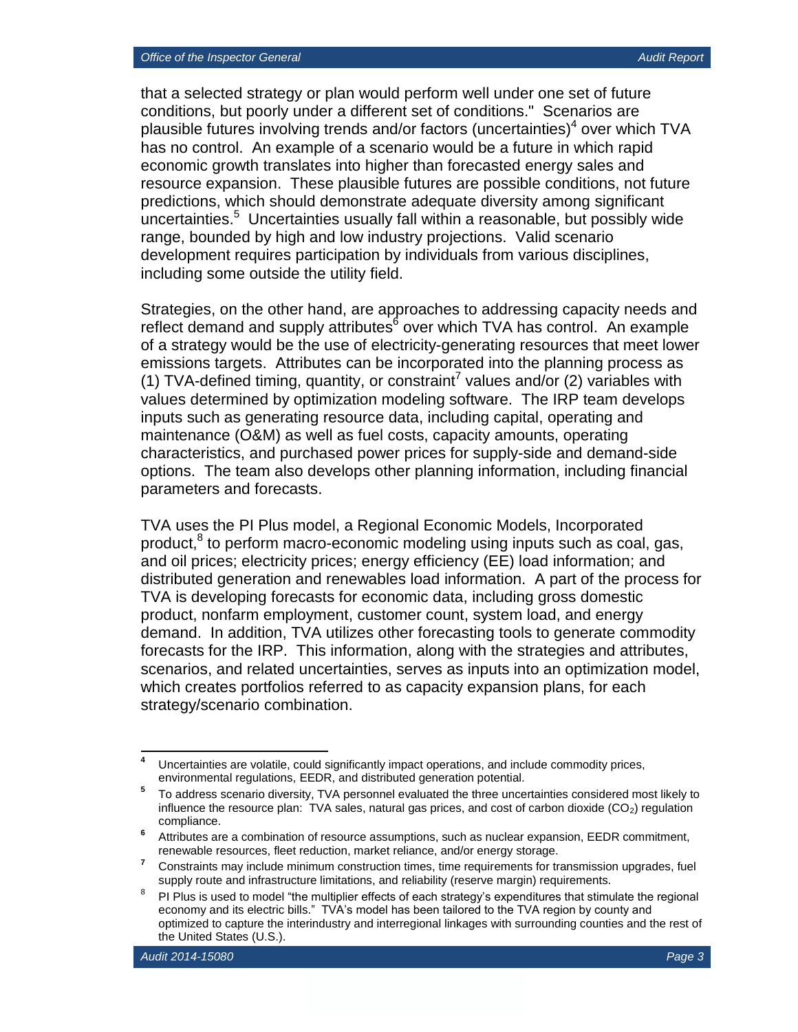that a selected strategy or plan would perform well under one set of future conditions, but poorly under a different set of conditions." Scenarios are plausible futures involving trends and/or factors (uncertainties)[4] over which TVA has no control. An example of a scenario would be a future in which rapid economic growth translates into higher than forecasted energy sales and resource expansion. These plausible futures are possible conditions, not future predictions, which should demonstrate adequate diversity among significant uncertainties.[5] Uncertainties usually fall within a reasonable, but possibly wide range, bounded by high and low industry projections. Valid scenario development requires participation by individuals from various disciplines, including some outside the utility field.

Strategies, on the other hand, are approaches to addressing capacity needs and reflect demand and supply attributes[6] over which TVA has control. An example of a strategy would be the use of electricity-generating resources that meet lower emissions targets. Attributes can be incorporated into the planning process as (1) TVA-defined timing, quantity, or constraint[7] values and/or (2) variables with values determined by optimization modeling software. The IRP team develops inputs such as generating resource data, including capital, operating and maintenance (O&M) as well as fuel costs, capacity amounts, operating characteristics, and purchased power prices for supply-side and demand-side options. The team also develops other planning information, including financial parameters and forecasts.

TVA uses the PI Plus model, a Regional Economic Models, Incorporated product,[8] to perform macro-economic modeling using inputs such as coal, gas, and oil prices; electricity prices; energy efficiency (EE) load information; and distributed generation and renewables load information. A part of the process for TVA is developing forecasts for economic data, including gross domestic product, nonfarm employment, customer count, system load, and energy demand. In addition, TVA utilizes other forecasting tools to generate commodity forecasts for the IRP. This information, along with the strategies and attributes, scenarios, and related uncertainties, serves as inputs into an optimization model, which creates portfolios referred to as capacity expansion plans, for each strategy/scenario combination.

---

[4] Uncertainties are volatile, could significantly impact operations, and include commodity prices, environmental regulations, EEDR, and distributed generation potential.

[5] To address scenario diversity, TVA personnel evaluated the three uncertainties considered most likely to influence the resource plan: TVA sales, natural gas prices, and cost of carbon dioxide ($CO_2$) regulation compliance.

[6] Attributes are a combination of resource assumptions, such as nuclear expansion, EEDR commitment, renewable resources, fleet reduction, market reliance, and/or energy storage.

[7] Constraints may include minimum construction times, time requirements for transmission upgrades, fuel supply route and infrastructure limitations, and reliability (reserve margin) requirements.

[8] PI Plus is used to model "the multiplier effects of each strategy's expenditures that stimulate the regional economy and its electric bills." TVA's model has been tailored to the TVA region by county and optimized to capture the interindustry and interregional linkages with surrounding counties and the rest of the United States (U.S.).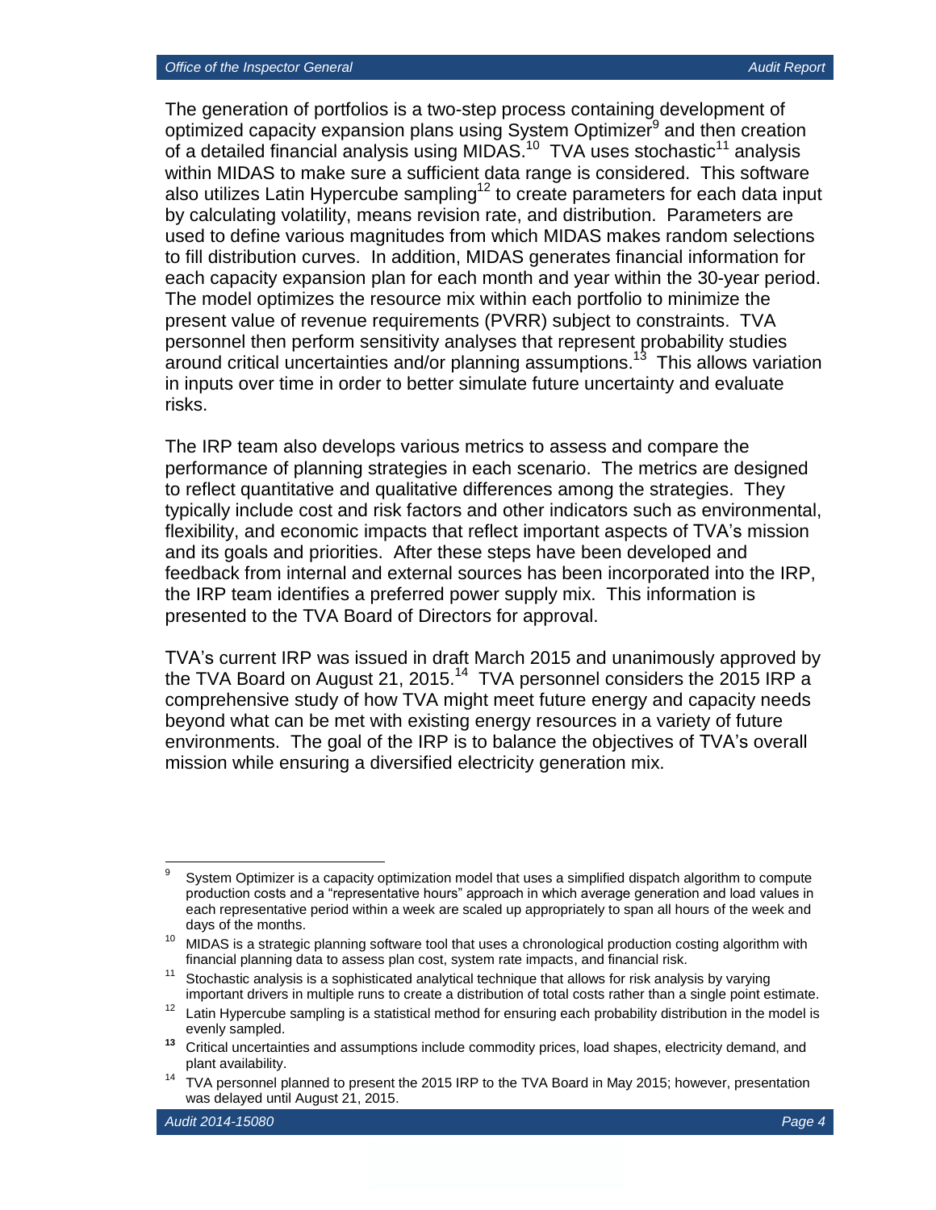The generation of portfolios is a two-step process containing development of optimized capacity expansion plans using System Optimizer[9] and then creation of a detailed financial analysis using MIDAS.[10] TVA uses stochastic[11] analysis within MIDAS to make sure a sufficient data range is considered. This software also utilizes Latin Hypercube sampling[12] to create parameters for each data input by calculating volatility, means revision rate, and distribution. Parameters are used to define various magnitudes from which MIDAS makes random selections to fill distribution curves. In addition, MIDAS generates financial information for each capacity expansion plan for each month and year within the 30-year period. The model optimizes the resource mix within each portfolio to minimize the present value of revenue requirements (PVRR) subject to constraints. TVA personnel then perform sensitivity analyses that represent probability studies around critical uncertainties and/or planning assumptions.[13] This allows variation in inputs over time in order to better simulate future uncertainty and evaluate risks.

The IRP team also develops various metrics to assess and compare the performance of planning strategies in each scenario. The metrics are designed to reflect quantitative and qualitative differences among the strategies. They typically include cost and risk factors and other indicators such as environmental, flexibility, and economic impacts that reflect important aspects of TVA's mission and its goals and priorities. After these steps have been developed and feedback from internal and external sources has been incorporated into the IRP, the IRP team identifies a preferred power supply mix. This information is presented to the TVA Board of Directors for approval.

TVA's current IRP was issued in draft March 2015 and unanimously approved by the TVA Board on August 21, 2015.[14] TVA personnel considers the 2015 IRP a comprehensive study of how TVA might meet future energy and capacity needs beyond what can be met with existing energy resources in a variety of future environments. The goal of the IRP is to balance the objectives of TVA's overall mission while ensuring a diversified electricity generation mix.

---

[9] System Optimizer is a capacity optimization model that uses a simplified dispatch algorithm to compute production costs and a "representative hours" approach in which average generation and load values in each representative period within a week are scaled up appropriately to span all hours of the week and days of the months.

[10] MIDAS is a strategic planning software tool that uses a chronological production costing algorithm with financial planning data to assess plan cost, system rate impacts, and financial risk.

[11] Stochastic analysis is a sophisticated analytical technique that allows for risk analysis by varying important drivers in multiple runs to create a distribution of total costs rather than a single point estimate.

[12] Latin Hypercube sampling is a statistical method for ensuring each probability distribution in the model is evenly sampled.

[13] Critical uncertainties and assumptions include commodity prices, load shapes, electricity demand, and plant availability.

[14] TVA personnel planned to present the 2015 IRP to the TVA Board in May 2015; however, presentation was delayed until August 21, 2015.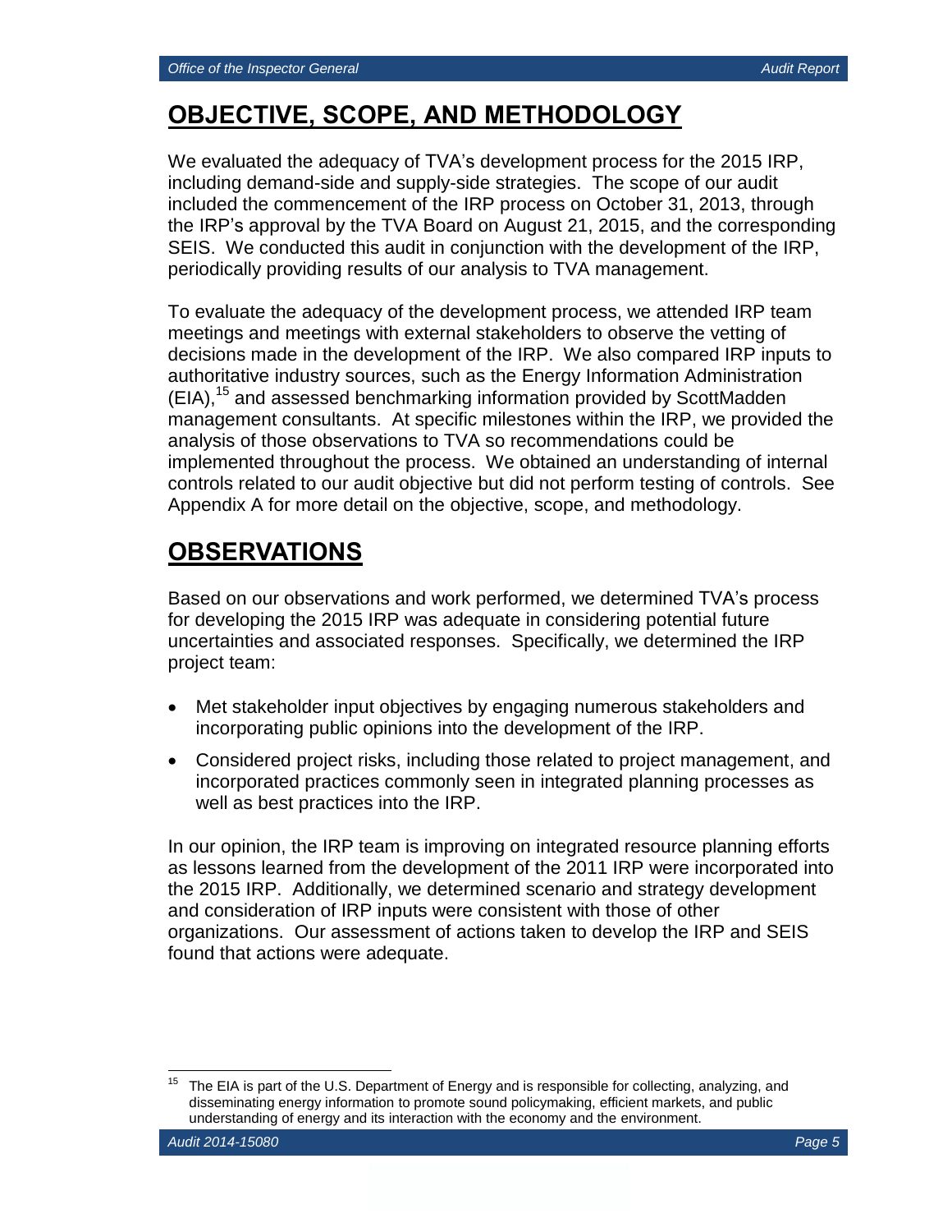## OBJECTIVE, SCOPE, AND METHODOLOGY

We evaluated the adequacy of TVA's development process for the 2015 IRP, including demand-side and supply-side strategies. The scope of our audit included the commencement of the IRP process on October 31, 2013, through the IRP's approval by the TVA Board on August 21, 2015, and the corresponding SEIS. We conducted this audit in conjunction with the development of the IRP, periodically providing results of our analysis to TVA management.

To evaluate the adequacy of the development process, we attended IRP team meetings and meetings with external stakeholders to observe the vetting of decisions made in the development of the IRP. We also compared IRP inputs to authoritative industry sources, such as the Energy Information Administration (EIA),[15] and assessed benchmarking information provided by ScottMadden management consultants. At specific milestones within the IRP, we provided the analysis of those observations to TVA so recommendations could be implemented throughout the process. We obtained an understanding of internal controls related to our audit objective but did not perform testing of controls. See Appendix A for more detail on the objective, scope, and methodology.

## OBSERVATIONS

Based on our observations and work performed, we determined TVA's process for developing the 2015 IRP was adequate in considering potential future uncertainties and associated responses. Specifically, we determined the IRP project team:

- Met stakeholder input objectives by engaging numerous stakeholders and incorporating public opinions into the development of the IRP.
- Considered project risks, including those related to project management, and incorporated practices commonly seen in integrated planning processes as well as best practices into the IRP.

In our opinion, the IRP team is improving on integrated resource planning efforts as lessons learned from the development of the 2011 IRP were incorporated into the 2015 IRP. Additionally, we determined scenario and strategy development and consideration of IRP inputs were consistent with those of other organizations. Our assessment of actions taken to develop the IRP and SEIS found that actions were adequate.

[15] The EIA is part of the U.S. Department of Energy and is responsible for collecting, analyzing, and disseminating energy information to promote sound policymaking, efficient markets, and public understanding of energy and its interaction with the economy and the environment.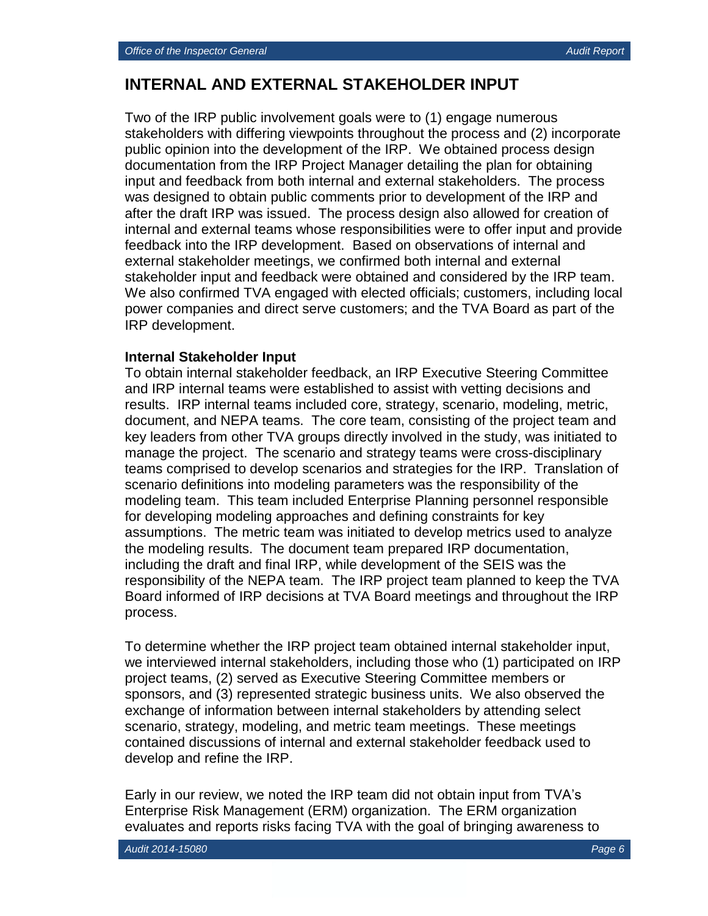## INTERNAL AND EXTERNAL STAKEHOLDER INPUT

Two of the IRP public involvement goals were to (1) engage numerous stakeholders with differing viewpoints throughout the process and (2) incorporate public opinion into the development of the IRP. We obtained process design documentation from the IRP Project Manager detailing the plan for obtaining input and feedback from both internal and external stakeholders. The process was designed to obtain public comments prior to development of the IRP and after the draft IRP was issued. The process design also allowed for creation of internal and external teams whose responsibilities were to offer input and provide feedback into the IRP development. Based on observations of internal and external stakeholder meetings, we confirmed both internal and external stakeholder input and feedback were obtained and considered by the IRP team. We also confirmed TVA engaged with elected officials; customers, including local power companies and direct serve customers; and the TVA Board as part of the IRP development.

### Internal Stakeholder Input

To obtain internal stakeholder feedback, an IRP Executive Steering Committee and IRP internal teams were established to assist with vetting decisions and results. IRP internal teams included core, strategy, scenario, modeling, metric, document, and NEPA teams. The core team, consisting of the project team and key leaders from other TVA groups directly involved in the study, was initiated to manage the project. The scenario and strategy teams were cross-disciplinary teams comprised to develop scenarios and strategies for the IRP. Translation of scenario definitions into modeling parameters was the responsibility of the modeling team. This team included Enterprise Planning personnel responsible for developing modeling approaches and defining constraints for key assumptions. The metric team was initiated to develop metrics used to analyze the modeling results. The document team prepared IRP documentation, including the draft and final IRP, while development of the SEIS was the responsibility of the NEPA team. The IRP project team planned to keep the TVA Board informed of IRP decisions at TVA Board meetings and throughout the IRP process.

To determine whether the IRP project team obtained internal stakeholder input, we interviewed internal stakeholders, including those who (1) participated on IRP project teams, (2) served as Executive Steering Committee members or sponsors, and (3) represented strategic business units. We also observed the exchange of information between internal stakeholders by attending select scenario, strategy, modeling, and metric team meetings. These meetings contained discussions of internal and external stakeholder feedback used to develop and refine the IRP.

Early in our review, we noted the IRP team did not obtain input from TVA's Enterprise Risk Management (ERM) organization. The ERM organization evaluates and reports risks facing TVA with the goal of bringing awareness to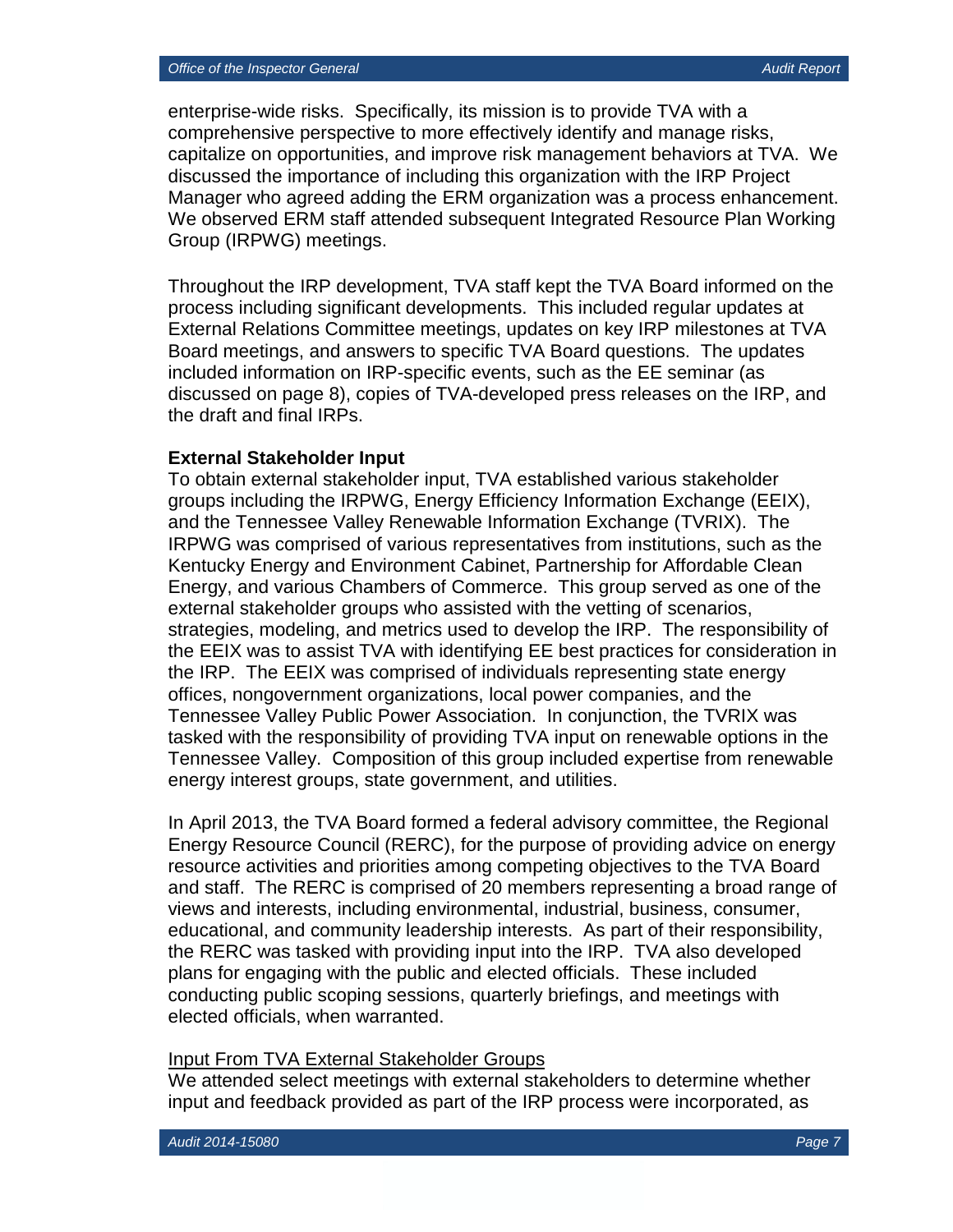enterprise-wide risks. Specifically, its mission is to provide TVA with a comprehensive perspective to more effectively identify and manage risks, capitalize on opportunities, and improve risk management behaviors at TVA. We discussed the importance of including this organization with the IRP Project Manager who agreed adding the ERM organization was a process enhancement. We observed ERM staff attended subsequent Integrated Resource Plan Working Group (IRPWG) meetings.

Throughout the IRP development, TVA staff kept the TVA Board informed on the process including significant developments. This included regular updates at External Relations Committee meetings, updates on key IRP milestones at TVA Board meetings, and answers to specific TVA Board questions. The updates included information on IRP-specific events, such as the EE seminar (as discussed on page 8), copies of TVA-developed press releases on the IRP, and the draft and final IRPs.

**External Stakeholder Input**

To obtain external stakeholder input, TVA established various stakeholder groups including the IRPWG, Energy Efficiency Information Exchange (EEIX), and the Tennessee Valley Renewable Information Exchange (TVRIX). The IRPWG was comprised of various representatives from institutions, such as the Kentucky Energy and Environment Cabinet, Partnership for Affordable Clean Energy, and various Chambers of Commerce. This group served as one of the external stakeholder groups who assisted with the vetting of scenarios, strategies, modeling, and metrics used to develop the IRP. The responsibility of the EEIX was to assist TVA with identifying EE best practices for consideration in the IRP. The EEIX was comprised of individuals representing state energy offices, nongovernment organizations, local power companies, and the Tennessee Valley Public Power Association. In conjunction, the TVRIX was tasked with the responsibility of providing TVA input on renewable options in the Tennessee Valley. Composition of this group included expertise from renewable energy interest groups, state government, and utilities.

In April 2013, the TVA Board formed a federal advisory committee, the Regional Energy Resource Council (RERC), for the purpose of providing advice on energy resource activities and priorities among competing objectives to the TVA Board and staff. The RERC is comprised of 20 members representing a broad range of views and interests, including environmental, industrial, business, consumer, educational, and community leadership interests. As part of their responsibility, the RERC was tasked with providing input into the IRP. TVA also developed plans for engaging with the public and elected officials. These included conducting public scoping sessions, quarterly briefings, and meetings with elected officials, when warranted.

<u>Input From TVA External Stakeholder Groups</u>

We attended select meetings with external stakeholders to determine whether input and feedback provided as part of the IRP process were incorporated, as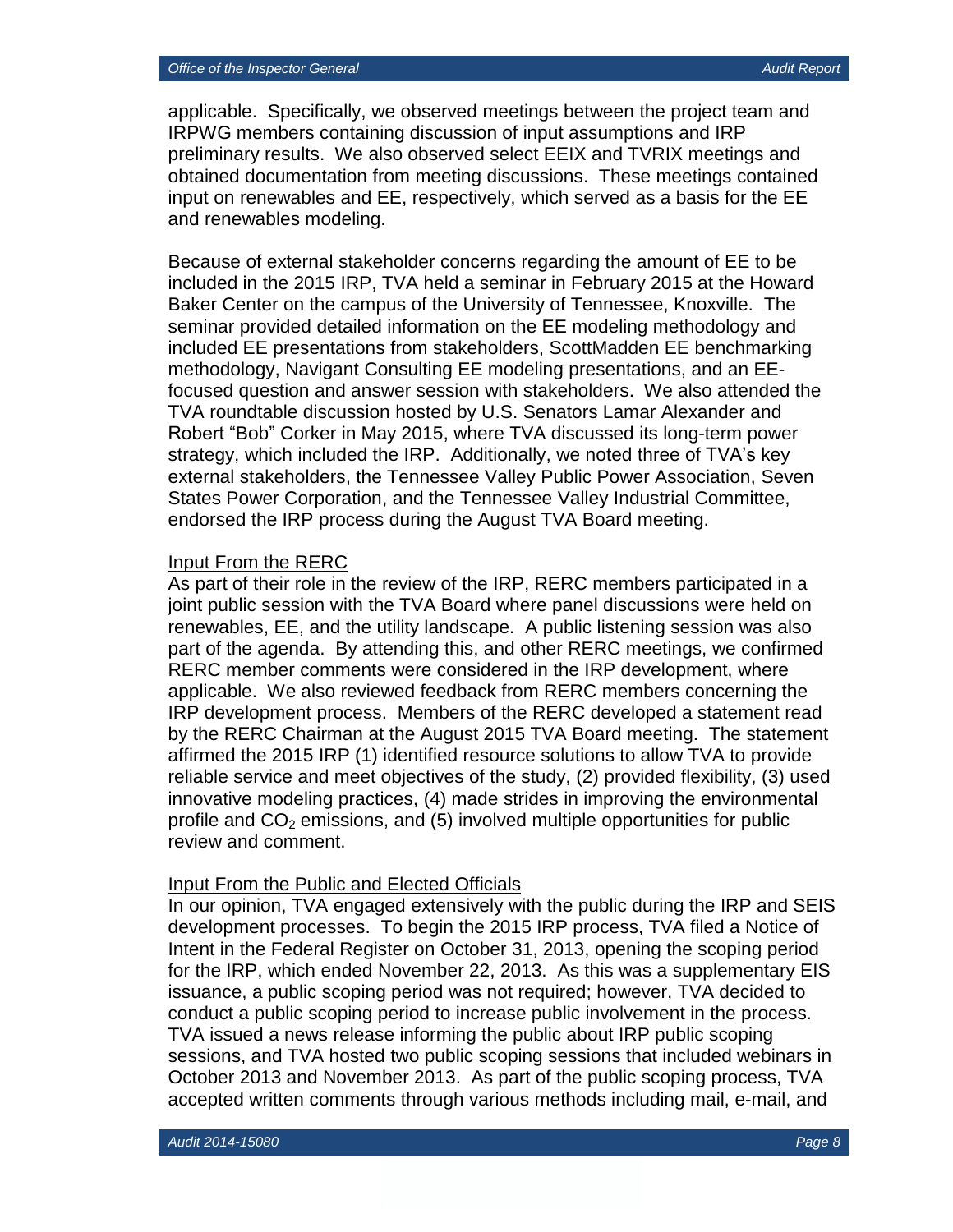applicable. Specifically, we observed meetings between the project team and IRPWG members containing discussion of input assumptions and IRP preliminary results. We also observed select EEIX and TVRIX meetings and obtained documentation from meeting discussions. These meetings contained input on renewables and EE, respectively, which served as a basis for the EE and renewables modeling.

Because of external stakeholder concerns regarding the amount of EE to be included in the 2015 IRP, TVA held a seminar in February 2015 at the Howard Baker Center on the campus of the University of Tennessee, Knoxville. The seminar provided detailed information on the EE modeling methodology and included EE presentations from stakeholders, ScottMadden EE benchmarking methodology, Navigant Consulting EE modeling presentations, and an EE-focused question and answer session with stakeholders. We also attended the TVA roundtable discussion hosted by U.S. Senators Lamar Alexander and Robert "Bob" Corker in May 2015, where TVA discussed its long-term power strategy, which included the IRP. Additionally, we noted three of TVA's key external stakeholders, the Tennessee Valley Public Power Association, Seven States Power Corporation, and the Tennessee Valley Industrial Committee, endorsed the IRP process during the August TVA Board meeting.

<u>Input From the RERC</u>

As part of their role in the review of the IRP, RERC members participated in a joint public session with the TVA Board where panel discussions were held on renewables, EE, and the utility landscape. A public listening session was also part of the agenda. By attending this, and other RERC meetings, we confirmed RERC member comments were considered in the IRP development, where applicable. We also reviewed feedback from RERC members concerning the IRP development process. Members of the RERC developed a statement read by the RERC Chairman at the August 2015 TVA Board meeting. The statement affirmed the 2015 IRP (1) identified resource solutions to allow TVA to provide reliable service and meet objectives of the study, (2) provided flexibility, (3) used innovative modeling practices, (4) made strides in improving the environmental profile and $CO_2$ emissions, and (5) involved multiple opportunities for public review and comment.

<u>Input From the Public and Elected Officials</u>

In our opinion, TVA engaged extensively with the public during the IRP and SEIS development processes. To begin the 2015 IRP process, TVA filed a Notice of Intent in the Federal Register on October 31, 2013, opening the scoping period for the IRP, which ended November 22, 2013. As this was a supplementary EIS issuance, a public scoping period was not required; however, TVA decided to conduct a public scoping period to increase public involvement in the process. TVA issued a news release informing the public about IRP public scoping sessions, and TVA hosted two public scoping sessions that included webinars in October 2013 and November 2013. As part of the public scoping process, TVA accepted written comments through various methods including mail, e-mail, and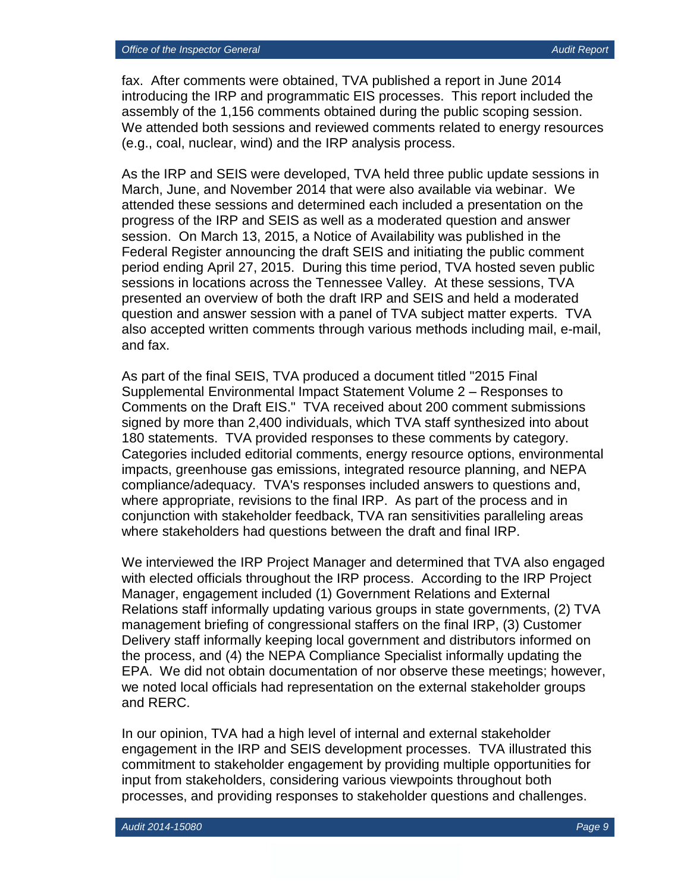fax. After comments were obtained, TVA published a report in June 2014 introducing the IRP and programmatic EIS processes. This report included the assembly of the 1,156 comments obtained during the public scoping session. We attended both sessions and reviewed comments related to energy resources (e.g., coal, nuclear, wind) and the IRP analysis process.

As the IRP and SEIS were developed, TVA held three public update sessions in March, June, and November 2014 that were also available via webinar. We attended these sessions and determined each included a presentation on the progress of the IRP and SEIS as well as a moderated question and answer session. On March 13, 2015, a Notice of Availability was published in the Federal Register announcing the draft SEIS and initiating the public comment period ending April 27, 2015. During this time period, TVA hosted seven public sessions in locations across the Tennessee Valley. At these sessions, TVA presented an overview of both the draft IRP and SEIS and held a moderated question and answer session with a panel of TVA subject matter experts. TVA also accepted written comments through various methods including mail, e-mail, and fax.

As part of the final SEIS, TVA produced a document titled "2015 Final Supplemental Environmental Impact Statement Volume 2 – Responses to Comments on the Draft EIS." TVA received about 200 comment submissions signed by more than 2,400 individuals, which TVA staff synthesized into about 180 statements. TVA provided responses to these comments by category. Categories included editorial comments, energy resource options, environmental impacts, greenhouse gas emissions, integrated resource planning, and NEPA compliance/adequacy. TVA's responses included answers to questions and, where appropriate, revisions to the final IRP. As part of the process and in conjunction with stakeholder feedback, TVA ran sensitivities paralleling areas where stakeholders had questions between the draft and final IRP.

We interviewed the IRP Project Manager and determined that TVA also engaged with elected officials throughout the IRP process. According to the IRP Project Manager, engagement included (1) Government Relations and External Relations staff informally updating various groups in state governments, (2) TVA management briefing of congressional staffers on the final IRP, (3) Customer Delivery staff informally keeping local government and distributors informed on the process, and (4) the NEPA Compliance Specialist informally updating the EPA. We did not obtain documentation of nor observe these meetings; however, we noted local officials had representation on the external stakeholder groups and RERC.

In our opinion, TVA had a high level of internal and external stakeholder engagement in the IRP and SEIS development processes. TVA illustrated this commitment to stakeholder engagement by providing multiple opportunities for input from stakeholders, considering various viewpoints throughout both processes, and providing responses to stakeholder questions and challenges.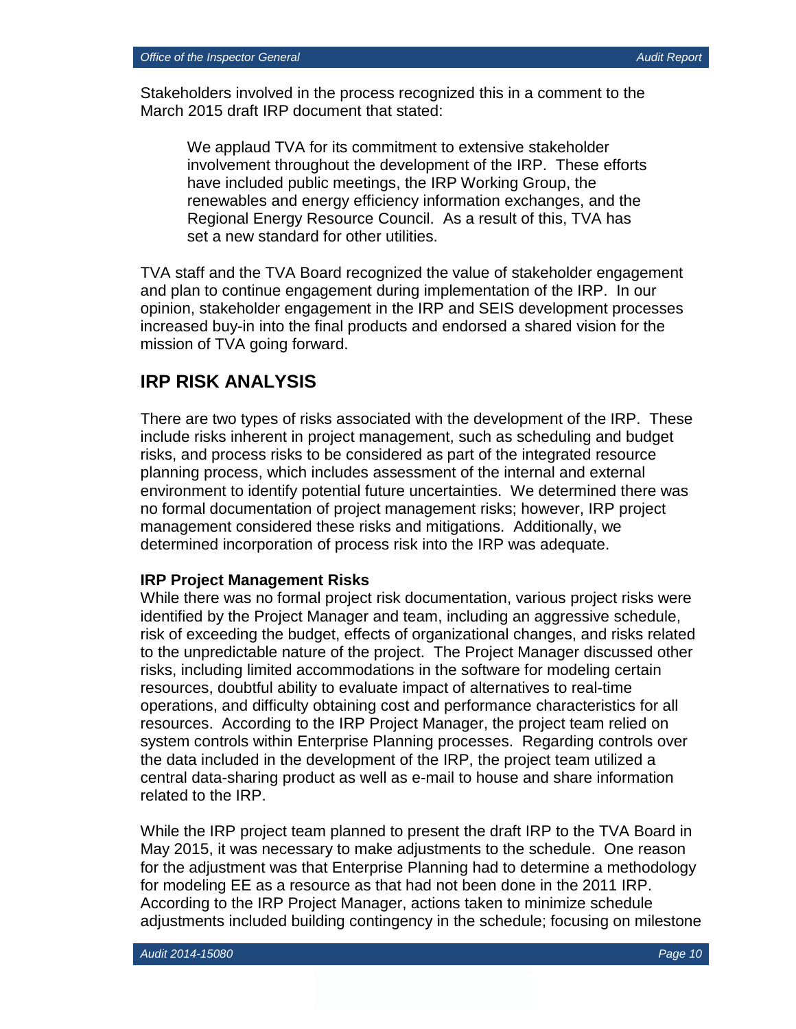Stakeholders involved in the process recognized this in a comment to the March 2015 draft IRP document that stated:

> We applaud TVA for its commitment to extensive stakeholder involvement throughout the development of the IRP. These efforts have included public meetings, the IRP Working Group, the renewables and energy efficiency information exchanges, and the Regional Energy Resource Council. As a result of this, TVA has set a new standard for other utilities.

TVA staff and the TVA Board recognized the value of stakeholder engagement and plan to continue engagement during implementation of the IRP. In our opinion, stakeholder engagement in the IRP and SEIS development processes increased buy-in into the final products and endorsed a shared vision for the mission of TVA going forward.

## IRP RISK ANALYSIS

There are two types of risks associated with the development of the IRP. These include risks inherent in project management, such as scheduling and budget risks, and process risks to be considered as part of the integrated resource planning process, which includes assessment of the internal and external environment to identify potential future uncertainties. We determined there was no formal documentation of project management risks; however, IRP project management considered these risks and mitigations. Additionally, we determined incorporation of process risk into the IRP was adequate.

**IRP Project Management Risks**

While there was no formal project risk documentation, various project risks were identified by the Project Manager and team, including an aggressive schedule, risk of exceeding the budget, effects of organizational changes, and risks related to the unpredictable nature of the project. The Project Manager discussed other risks, including limited accommodations in the software for modeling certain resources, doubtful ability to evaluate impact of alternatives to real-time operations, and difficulty obtaining cost and performance characteristics for all resources. According to the IRP Project Manager, the project team relied on system controls within Enterprise Planning processes. Regarding controls over the data included in the development of the IRP, the project team utilized a central data-sharing product as well as e-mail to house and share information related to the IRP.

While the IRP project team planned to present the draft IRP to the TVA Board in May 2015, it was necessary to make adjustments to the schedule. One reason for the adjustment was that Enterprise Planning had to determine a methodology for modeling EE as a resource as that had not been done in the 2011 IRP. According to the IRP Project Manager, actions taken to minimize schedule adjustments included building contingency in the schedule; focusing on milestone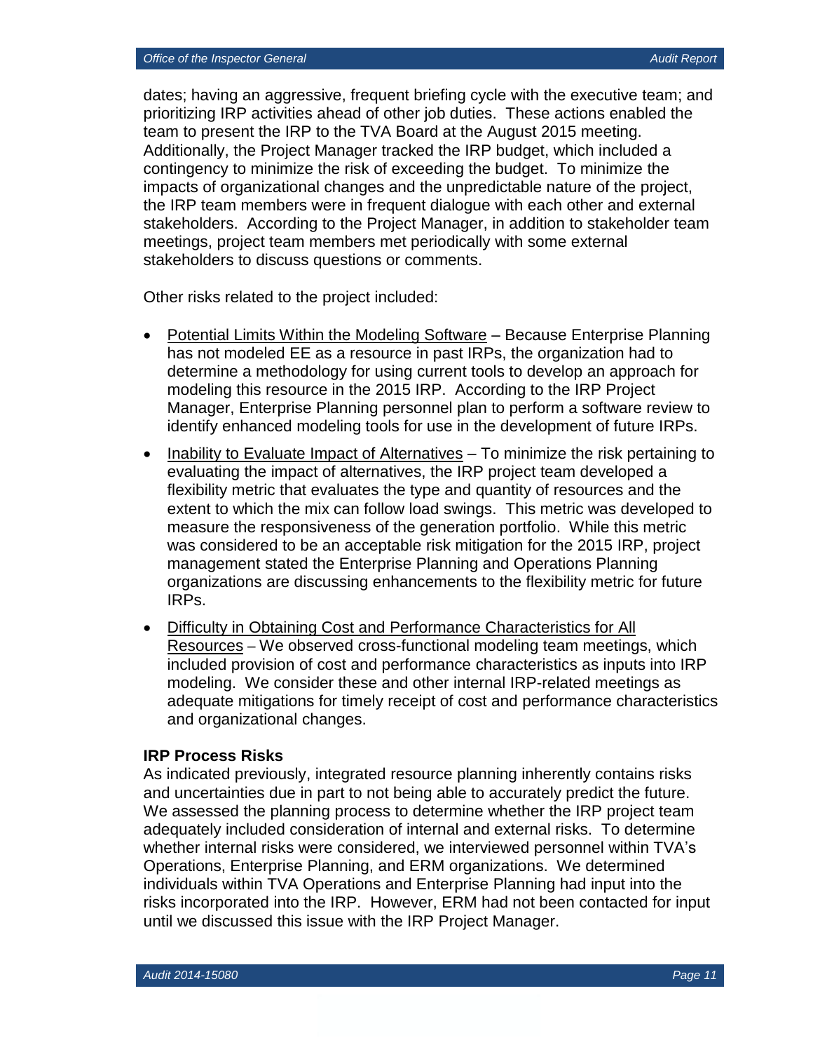dates; having an aggressive, frequent briefing cycle with the executive team; and prioritizing IRP activities ahead of other job duties. These actions enabled the team to present the IRP to the TVA Board at the August 2015 meeting. Additionally, the Project Manager tracked the IRP budget, which included a contingency to minimize the risk of exceeding the budget. To minimize the impacts of organizational changes and the unpredictable nature of the project, the IRP team members were in frequent dialogue with each other and external stakeholders. According to the Project Manager, in addition to stakeholder team meetings, project team members met periodically with some external stakeholders to discuss questions or comments.

Other risks related to the project included:

- Potential Limits Within the Modeling Software – Because Enterprise Planning has not modeled EE as a resource in past IRPs, the organization had to determine a methodology for using current tools to develop an approach for modeling this resource in the 2015 IRP. According to the IRP Project Manager, Enterprise Planning personnel plan to perform a software review to identify enhanced modeling tools for use in the development of future IRPs.
- Inability to Evaluate Impact of Alternatives – To minimize the risk pertaining to evaluating the impact of alternatives, the IRP project team developed a flexibility metric that evaluates the type and quantity of resources and the extent to which the mix can follow load swings. This metric was developed to measure the responsiveness of the generation portfolio. While this metric was considered to be an acceptable risk mitigation for the 2015 IRP, project management stated the Enterprise Planning and Operations Planning organizations are discussing enhancements to the flexibility metric for future IRPs.
- Difficulty in Obtaining Cost and Performance Characteristics for All Resources – We observed cross-functional modeling team meetings, which included provision of cost and performance characteristics as inputs into IRP modeling. We consider these and other internal IRP-related meetings as adequate mitigations for timely receipt of cost and performance characteristics and organizational changes.

**IRP Process Risks**

As indicated previously, integrated resource planning inherently contains risks and uncertainties due in part to not being able to accurately predict the future. We assessed the planning process to determine whether the IRP project team adequately included consideration of internal and external risks. To determine whether internal risks were considered, we interviewed personnel within TVA's Operations, Enterprise Planning, and ERM organizations. We determined individuals within TVA Operations and Enterprise Planning had input into the risks incorporated into the IRP. However, ERM had not been contacted for input until we discussed this issue with the IRP Project Manager.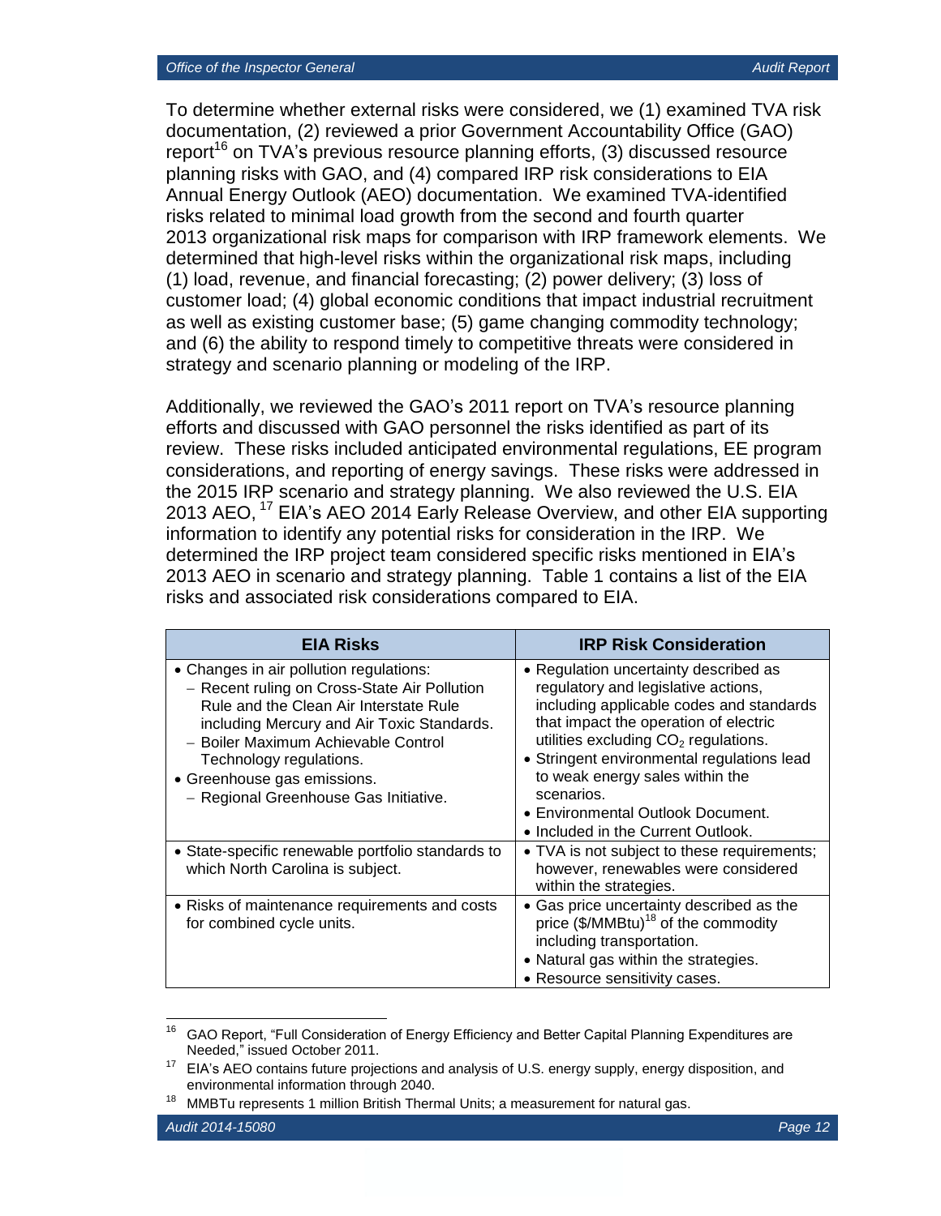To determine whether external risks were considered, we (1) examined TVA risk documentation, (2) reviewed a prior Government Accountability Office (GAO) report[16] on TVA's previous resource planning efforts, (3) discussed resource planning risks with GAO, and (4) compared IRP risk considerations to EIA Annual Energy Outlook (AEO) documentation. We examined TVA-identified risks related to minimal load growth from the second and fourth quarter 2013 organizational risk maps for comparison with IRP framework elements. We determined that high-level risks within the organizational risk maps, including (1) load, revenue, and financial forecasting; (2) power delivery; (3) loss of customer load; (4) global economic conditions that impact industrial recruitment as well as existing customer base; (5) game changing commodity technology; and (6) the ability to respond timely to competitive threats were considered in strategy and scenario planning or modeling of the IRP.

Additionally, we reviewed the GAO's 2011 report on TVA's resource planning efforts and discussed with GAO personnel the risks identified as part of its review. These risks included anticipated environmental regulations, EE program considerations, and reporting of energy savings. These risks were addressed in the 2015 IRP scenario and strategy planning. We also reviewed the U.S. EIA 2013 AEO,[17] EIA's AEO 2014 Early Release Overview, and other EIA supporting information to identify any potential risks for consideration in the IRP. We determined the IRP project team considered specific risks mentioned in EIA's 2013 AEO in scenario and strategy planning. Table 1 contains a list of the EIA risks and associated risk considerations compared to EIA.

| EIA Risks | IRP Risk Consideration |
|---|---|
| • Changes in air pollution regulations:<br>– Recent ruling on Cross-State Air Pollution Rule and the Clean Air Interstate Rule including Mercury and Air Toxic Standards.<br>– Boiler Maximum Achievable Control Technology regulations.<br>• Greenhouse gas emissions.<br>– Regional Greenhouse Gas Initiative. | • Regulation uncertainty described as regulatory and legislative actions, including applicable codes and standards that impact the operation of electric utilities excluding $CO_2$ regulations.<br>• Stringent environmental regulations lead to weak energy sales within the scenarios.<br>• Environmental Outlook Document.<br>• Included in the Current Outlook. |
| • State-specific renewable portfolio standards to which North Carolina is subject. | • TVA is not subject to these requirements; however, renewables were considered within the strategies. |
| • Risks of maintenance requirements and costs for combined cycle units. | • Gas price uncertainty described as the price ($/MMBtu)[18] of the commodity including transportation.<br>• Natural gas within the strategies.<br>• Resource sensitivity cases. |

[16] GAO Report, "Full Consideration of Energy Efficiency and Better Capital Planning Expenditures are Needed," issued October 2011.

[17] EIA's AEO contains future projections and analysis of U.S. energy supply, energy disposition, and environmental information through 2040.

[18] MMBTu represents 1 million British Thermal Units; a measurement for natural gas.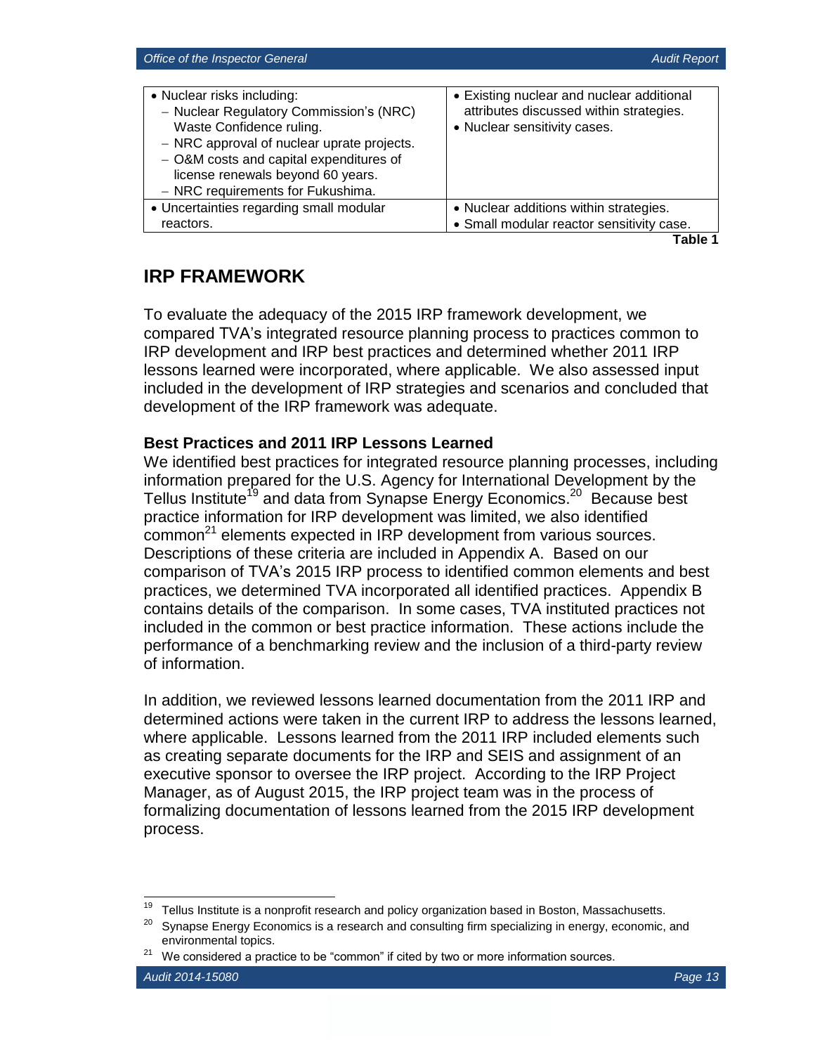| | |
|---|---|
| • Nuclear risks including:<br>– Nuclear Regulatory Commission's (NRC) Waste Confidence ruling.<br>– NRC approval of nuclear uprate projects.<br>– O&M costs and capital expenditures of license renewals beyond 60 years.<br>– NRC requirements for Fukushima. | • Existing nuclear and nuclear additional attributes discussed within strategies.<br>• Nuclear sensitivity cases. |
| • Uncertainties regarding small modular reactors. | • Nuclear additions within strategies.<br>• Small modular reactor sensitivity case. |

**Table 1**

## IRP FRAMEWORK

To evaluate the adequacy of the 2015 IRP framework development, we compared TVA's integrated resource planning process to practices common to IRP development and IRP best practices and determined whether 2011 IRP lessons learned were incorporated, where applicable. We also assessed input included in the development of IRP strategies and scenarios and concluded that development of the IRP framework was adequate.

### Best Practices and 2011 IRP Lessons Learned

We identified best practices for integrated resource planning processes, including information prepared for the U.S. Agency for International Development by the Tellus Institute[19] and data from Synapse Energy Economics.[20] Because best practice information for IRP development was limited, we also identified common[21] elements expected in IRP development from various sources. Descriptions of these criteria are included in Appendix A. Based on our comparison of TVA's 2015 IRP process to identified common elements and best practices, we determined TVA incorporated all identified practices. Appendix B contains details of the comparison. In some cases, TVA instituted practices not included in the common or best practice information. These actions include the performance of a benchmarking review and the inclusion of a third-party review of information.

In addition, we reviewed lessons learned documentation from the 2011 IRP and determined actions were taken in the current IRP to address the lessons learned, where applicable. Lessons learned from the 2011 IRP included elements such as creating separate documents for the IRP and SEIS and assignment of an executive sponsor to oversee the IRP project. According to the IRP Project Manager, as of August 2015, the IRP project team was in the process of formalizing documentation of lessons learned from the 2015 IRP development process.

---

[19] Tellus Institute is a nonprofit research and policy organization based in Boston, Massachusetts.

[20] Synapse Energy Economics is a research and consulting firm specializing in energy, economic, and environmental topics.

[21] We considered a practice to be "common" if cited by two or more information sources.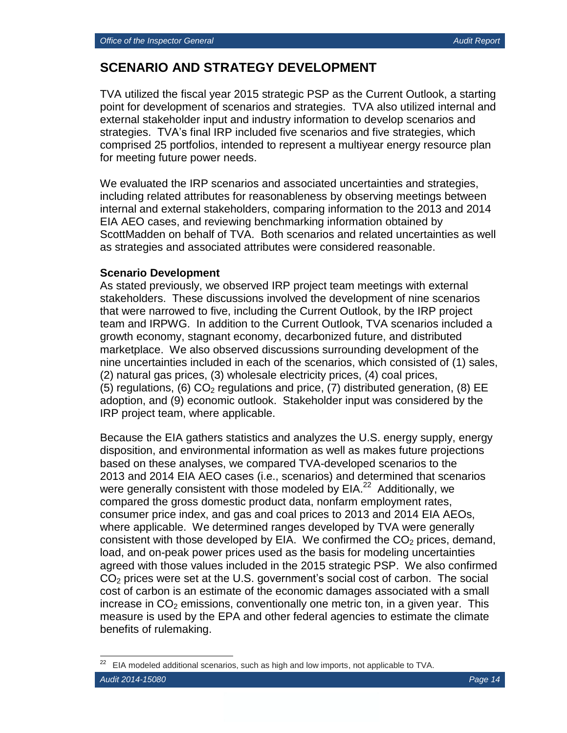## SCENARIO AND STRATEGY DEVELOPMENT

TVA utilized the fiscal year 2015 strategic PSP as the Current Outlook, a starting point for development of scenarios and strategies. TVA also utilized internal and external stakeholder input and industry information to develop scenarios and strategies. TVA's final IRP included five scenarios and five strategies, which comprised 25 portfolios, intended to represent a multiyear energy resource plan for meeting future power needs.

We evaluated the IRP scenarios and associated uncertainties and strategies, including related attributes for reasonableness by observing meetings between internal and external stakeholders, comparing information to the 2013 and 2014 EIA AEO cases, and reviewing benchmarking information obtained by ScottMadden on behalf of TVA. Both scenarios and related uncertainties as well as strategies and associated attributes were considered reasonable.

### Scenario Development

As stated previously, we observed IRP project team meetings with external stakeholders. These discussions involved the development of nine scenarios that were narrowed to five, including the Current Outlook, by the IRP project team and IRPWG. In addition to the Current Outlook, TVA scenarios included a growth economy, stagnant economy, decarbonized future, and distributed marketplace. We also observed discussions surrounding development of the nine uncertainties included in each of the scenarios, which consisted of (1) sales, (2) natural gas prices, (3) wholesale electricity prices, (4) coal prices, (5) regulations, (6) $CO_2$ regulations and price, (7) distributed generation, (8) EE adoption, and (9) economic outlook. Stakeholder input was considered by the IRP project team, where applicable.

Because the EIA gathers statistics and analyzes the U.S. energy supply, energy disposition, and environmental information as well as makes future projections based on these analyses, we compared TVA-developed scenarios to the 2013 and 2014 EIA AEO cases (i.e., scenarios) and determined that scenarios were generally consistent with those modeled by EIA.[22] Additionally, we compared the gross domestic product data, nonfarm employment rates, consumer price index, and gas and coal prices to 2013 and 2014 EIA AEOs, where applicable. We determined ranges developed by TVA were generally consistent with those developed by EIA. We confirmed the $CO_2$ prices, demand, load, and on-peak power prices used as the basis for modeling uncertainties agreed with those values included in the 2015 strategic PSP. We also confirmed $CO_2$ prices were set at the U.S. government's social cost of carbon. The social cost of carbon is an estimate of the economic damages associated with a small increase in $CO_2$ emissions, conventionally one metric ton, in a given year. This measure is used by the EPA and other federal agencies to estimate the climate benefits of rulemaking.

[22] EIA modeled additional scenarios, such as high and low imports, not applicable to TVA.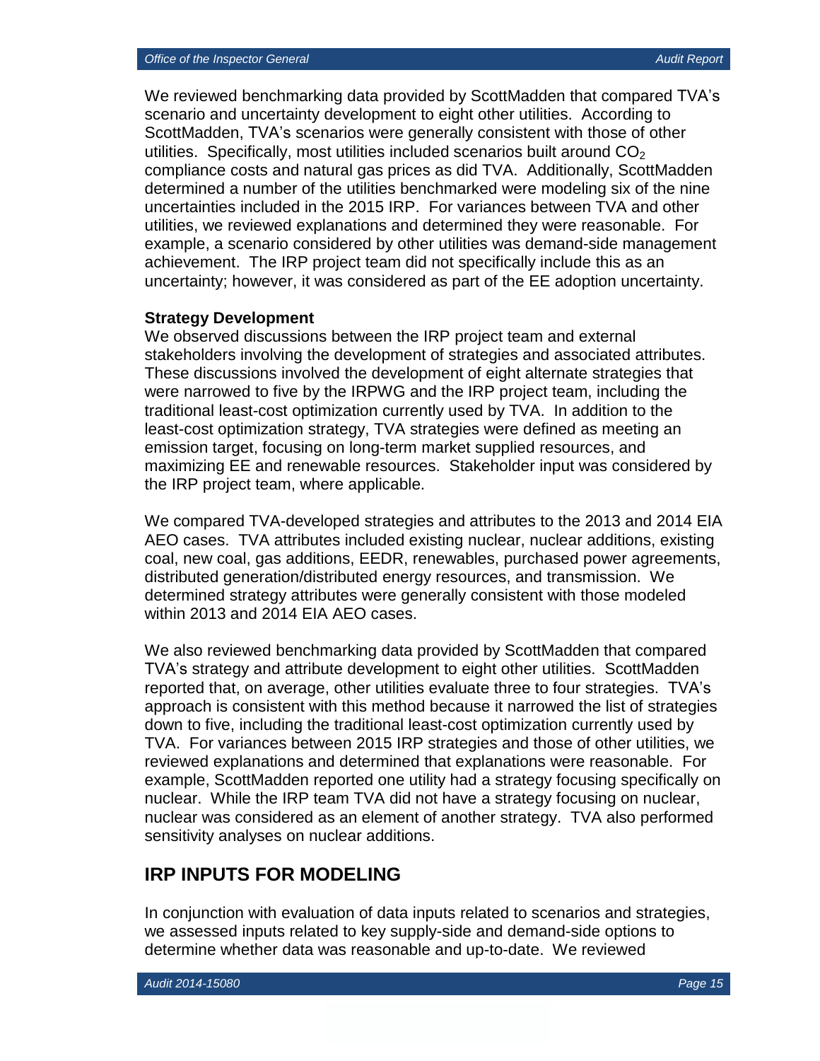We reviewed benchmarking data provided by ScottMadden that compared TVA's scenario and uncertainty development to eight other utilities. According to ScottMadden, TVA's scenarios were generally consistent with those of other utilities. Specifically, most utilities included scenarios built around $CO_2$ compliance costs and natural gas prices as did TVA. Additionally, ScottMadden determined a number of the utilities benchmarked were modeling six of the nine uncertainties included in the 2015 IRP. For variances between TVA and other utilities, we reviewed explanations and determined they were reasonable. For example, a scenario considered by other utilities was demand-side management achievement. The IRP project team did not specifically include this as an uncertainty; however, it was considered as part of the EE adoption uncertainty.

**Strategy Development**

We observed discussions between the IRP project team and external stakeholders involving the development of strategies and associated attributes. These discussions involved the development of eight alternate strategies that were narrowed to five by the IRPWG and the IRP project team, including the traditional least-cost optimization currently used by TVA. In addition to the least-cost optimization strategy, TVA strategies were defined as meeting an emission target, focusing on long-term market supplied resources, and maximizing EE and renewable resources. Stakeholder input was considered by the IRP project team, where applicable.

We compared TVA-developed strategies and attributes to the 2013 and 2014 EIA AEO cases. TVA attributes included existing nuclear, nuclear additions, existing coal, new coal, gas additions, EEDR, renewables, purchased power agreements, distributed generation/distributed energy resources, and transmission. We determined strategy attributes were generally consistent with those modeled within 2013 and 2014 EIA AEO cases.

We also reviewed benchmarking data provided by ScottMadden that compared TVA's strategy and attribute development to eight other utilities. ScottMadden reported that, on average, other utilities evaluate three to four strategies. TVA's approach is consistent with this method because it narrowed the list of strategies down to five, including the traditional least-cost optimization currently used by TVA. For variances between 2015 IRP strategies and those of other utilities, we reviewed explanations and determined that explanations were reasonable. For example, ScottMadden reported one utility had a strategy focusing specifically on nuclear. While the IRP team TVA did not have a strategy focusing on nuclear, nuclear was considered as an element of another strategy. TVA also performed sensitivity analyses on nuclear additions.

## IRP INPUTS FOR MODELING

In conjunction with evaluation of data inputs related to scenarios and strategies, we assessed inputs related to key supply-side and demand-side options to determine whether data was reasonable and up-to-date. We reviewed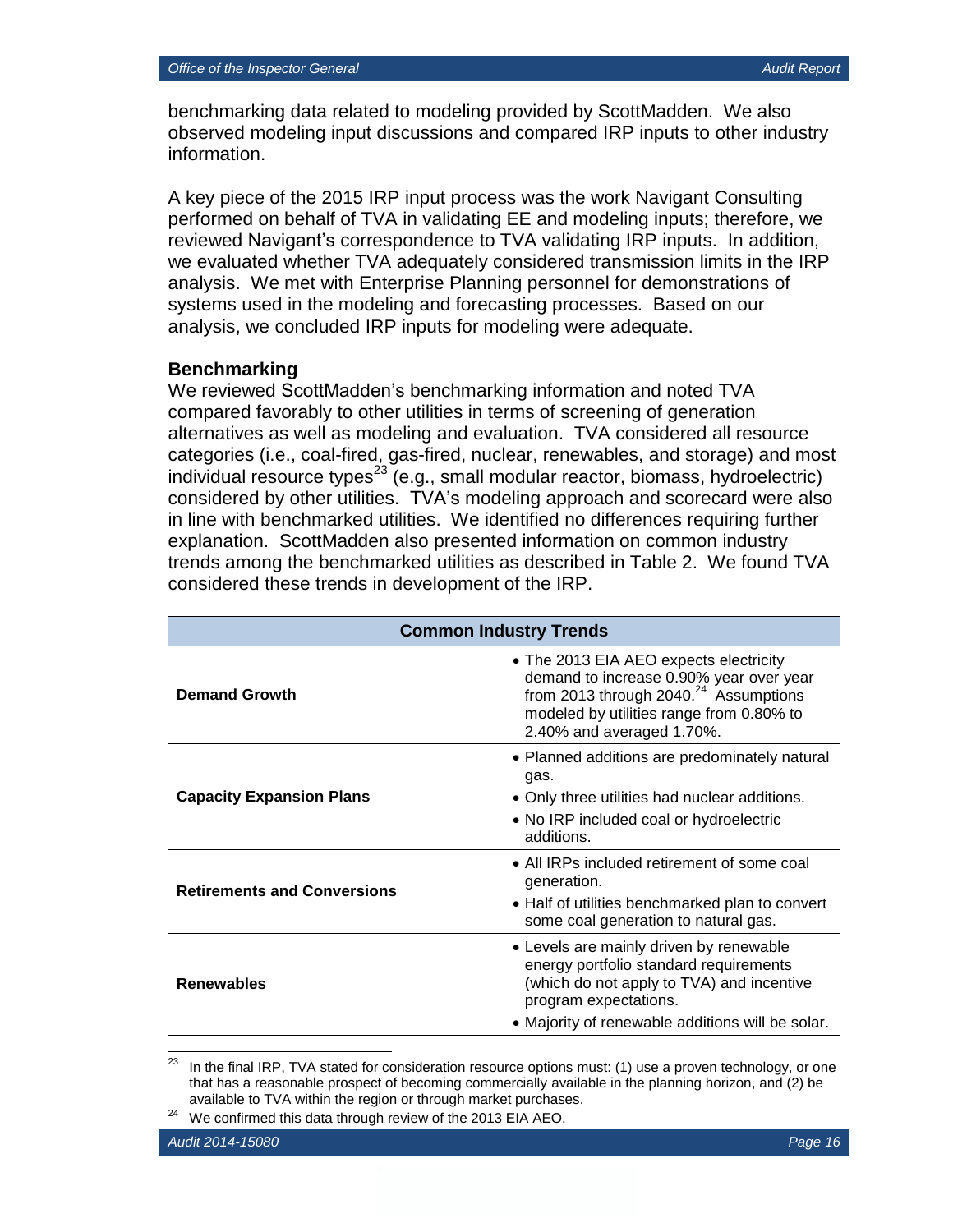benchmarking data related to modeling provided by ScottMadden. We also observed modeling input discussions and compared IRP inputs to other industry information.

A key piece of the 2015 IRP input process was the work Navigant Consulting performed on behalf of TVA in validating EE and modeling inputs; therefore, we reviewed Navigant's correspondence to TVA validating IRP inputs. In addition, we evaluated whether TVA adequately considered transmission limits in the IRP analysis. We met with Enterprise Planning personnel for demonstrations of systems used in the modeling and forecasting processes. Based on our analysis, we concluded IRP inputs for modeling were adequate.

### Benchmarking

We reviewed ScottMadden's benchmarking information and noted TVA compared favorably to other utilities in terms of screening of generation alternatives as well as modeling and evaluation. TVA considered all resource categories (i.e., coal-fired, gas-fired, nuclear, renewables, and storage) and most individual resource types[23] (e.g., small modular reactor, biomass, hydroelectric) considered by other utilities. TVA's modeling approach and scorecard were also in line with benchmarked utilities. We identified no differences requiring further explanation. ScottMadden also presented information on common industry trends among the benchmarked utilities as described in Table 2. We found TVA considered these trends in development of the IRP.

| Common Industry Trends | |
|---|---|
| **Demand Growth** | • The 2013 EIA AEO expects electricity demand to increase 0.90% year over year from 2013 through 2040.[24] Assumptions modeled by utilities range from 0.80% to 2.40% and averaged 1.70%. |
| **Capacity Expansion Plans** | • Planned additions are predominately natural gas.<br>• Only three utilities had nuclear additions.<br>• No IRP included coal or hydroelectric additions. |
| **Retirements and Conversions** | • All IRPs included retirement of some coal generation.<br>• Half of utilities benchmarked plan to convert some coal generation to natural gas. |
| **Renewables** | • Levels are mainly driven by renewable energy portfolio standard requirements (which do not apply to TVA) and incentive program expectations.<br>• Majority of renewable additions will be solar. |

[23] In the final IRP, TVA stated for consideration resource options must: (1) use a proven technology, or one that has a reasonable prospect of becoming commercially available in the planning horizon, and (2) be available to TVA within the region or through market purchases.

[24] We confirmed this data through review of the 2013 EIA AEO.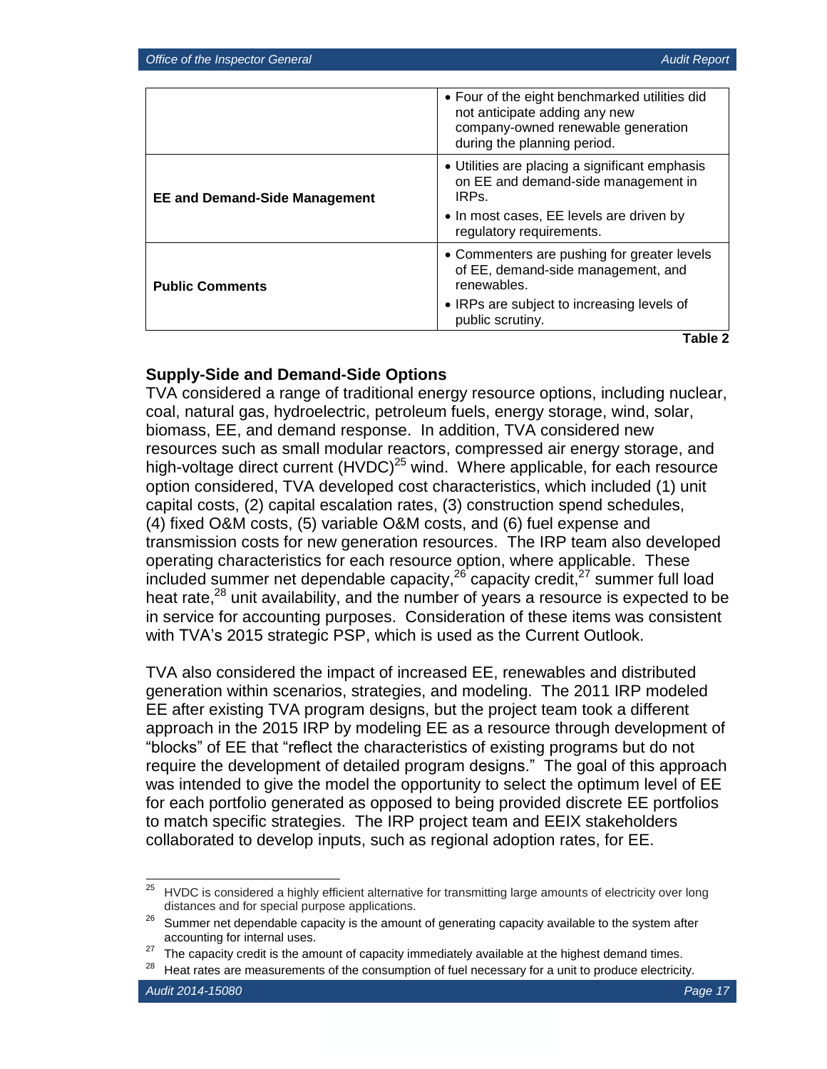| | |
|---|---|
| | • Four of the eight benchmarked utilities did not anticipate adding any new company-owned renewable generation during the planning period. |
| **EE and Demand-Side Management** | • Utilities are placing a significant emphasis on EE and demand-side management in IRPs.<br>• In most cases, EE levels are driven by regulatory requirements. |
| **Public Comments** | • Commenters are pushing for greater levels of EE, demand-side management, and renewables.<br>• IRPs are subject to increasing levels of public scrutiny. |

**Table 2**

### Supply-Side and Demand-Side Options

TVA considered a range of traditional energy resource options, including nuclear, coal, natural gas, hydroelectric, petroleum fuels, energy storage, wind, solar, biomass, EE, and demand response. In addition, TVA considered new resources such as small modular reactors, compressed air energy storage, and high-voltage direct current (HVDC)[25] wind. Where applicable, for each resource option considered, TVA developed cost characteristics, which included (1) unit capital costs, (2) capital escalation rates, (3) construction spend schedules, (4) fixed O&M costs, (5) variable O&M costs, and (6) fuel expense and transmission costs for new generation resources. The IRP team also developed operating characteristics for each resource option, where applicable. These included summer net dependable capacity,[26] capacity credit,[27] summer full load heat rate,[28] unit availability, and the number of years a resource is expected to be in service for accounting purposes. Consideration of these items was consistent with TVA's 2015 strategic PSP, which is used as the Current Outlook.

TVA also considered the impact of increased EE, renewables and distributed generation within scenarios, strategies, and modeling. The 2011 IRP modeled EE after existing TVA program designs, but the project team took a different approach in the 2015 IRP by modeling EE as a resource through development of "blocks" of EE that "reflect the characteristics of existing programs but do not require the development of detailed program designs." The goal of this approach was intended to give the model the opportunity to select the optimum level of EE for each portfolio generated as opposed to being provided discrete EE portfolios to match specific strategies. The IRP project team and EEIX stakeholders collaborated to develop inputs, such as regional adoption rates, for EE.

[25] HVDC is considered a highly efficient alternative for transmitting large amounts of electricity over long distances and for special purpose applications.

[26] Summer net dependable capacity is the amount of generating capacity available to the system after accounting for internal uses.

[27] The capacity credit is the amount of capacity immediately available at the highest demand times.

[28] Heat rates are measurements of the consumption of fuel necessary for a unit to produce electricity.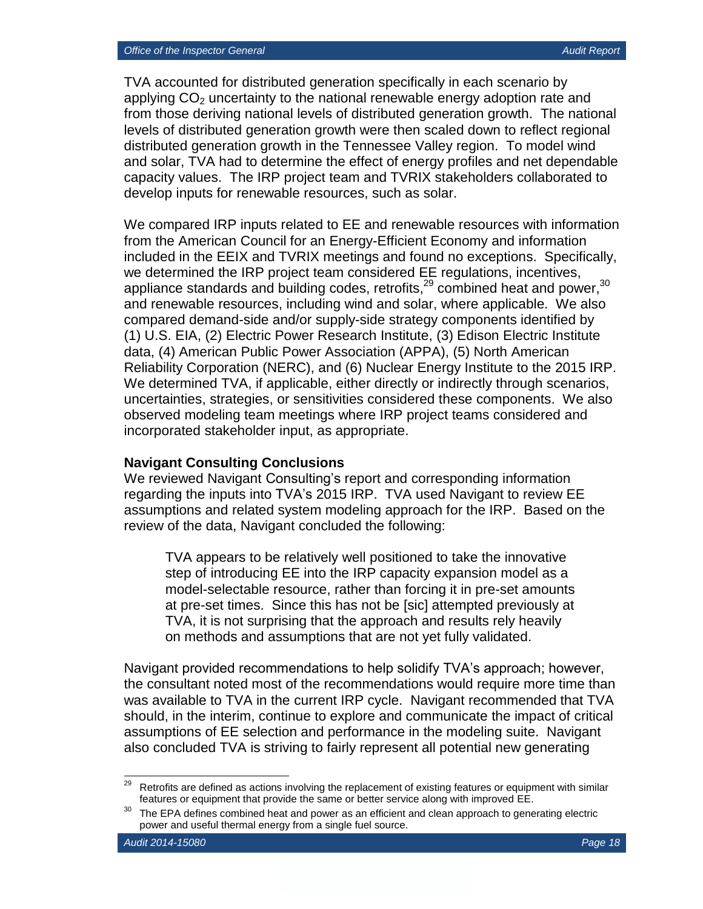TVA accounted for distributed generation specifically in each scenario by applying $CO_2$ uncertainty to the national renewable energy adoption rate and from those deriving national levels of distributed generation growth. The national levels of distributed generation growth were then scaled down to reflect regional distributed generation growth in the Tennessee Valley region. To model wind and solar, TVA had to determine the effect of energy profiles and net dependable capacity values. The IRP project team and TVRIX stakeholders collaborated to develop inputs for renewable resources, such as solar.

We compared IRP inputs related to EE and renewable resources with information from the American Council for an Energy-Efficient Economy and information included in the EEIX and TVRIX meetings and found no exceptions. Specifically, we determined the IRP project team considered EE regulations, incentives, appliance standards and building codes, retrofits,[29] combined heat and power,[30] and renewable resources, including wind and solar, where applicable. We also compared demand-side and/or supply-side strategy components identified by (1) U.S. EIA, (2) Electric Power Research Institute, (3) Edison Electric Institute data, (4) American Public Power Association (APPA), (5) North American Reliability Corporation (NERC), and (6) Nuclear Energy Institute to the 2015 IRP. We determined TVA, if applicable, either directly or indirectly through scenarios, uncertainties, strategies, or sensitivities considered these components. We also observed modeling team meetings where IRP project teams considered and incorporated stakeholder input, as appropriate.

**Navigant Consulting Conclusions**

We reviewed Navigant Consulting's report and corresponding information regarding the inputs into TVA's 2015 IRP. TVA used Navigant to review EE assumptions and related system modeling approach for the IRP. Based on the review of the data, Navigant concluded the following:

> TVA appears to be relatively well positioned to take the innovative step of introducing EE into the IRP capacity expansion model as a model-selectable resource, rather than forcing it in pre-set amounts at pre-set times. Since this has not be [sic] attempted previously at TVA, it is not surprising that the approach and results rely heavily on methods and assumptions that are not yet fully validated.

Navigant provided recommendations to help solidify TVA's approach; however, the consultant noted most of the recommendations would require more time than was available to TVA in the current IRP cycle. Navigant recommended that TVA should, in the interim, continue to explore and communicate the impact of critical assumptions of EE selection and performance in the modeling suite. Navigant also concluded TVA is striving to fairly represent all potential new generating

---

[29] Retrofits are defined as actions involving the replacement of existing features or equipment with similar features or equipment that provide the same or better service along with improved EE.

[30] The EPA defines combined heat and power as an efficient and clean approach to generating electric power and useful thermal energy from a single fuel source.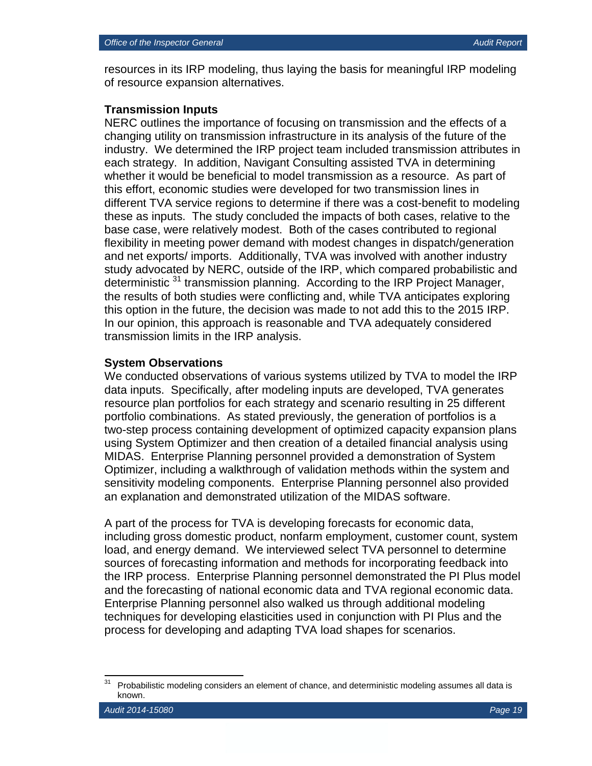resources in its IRP modeling, thus laying the basis for meaningful IRP modeling of resource expansion alternatives.

**Transmission Inputs**

NERC outlines the importance of focusing on transmission and the effects of a changing utility on transmission infrastructure in its analysis of the future of the industry. We determined the IRP project team included transmission attributes in each strategy. In addition, Navigant Consulting assisted TVA in determining whether it would be beneficial to model transmission as a resource. As part of this effort, economic studies were developed for two transmission lines in different TVA service regions to determine if there was a cost-benefit to modeling these as inputs. The study concluded the impacts of both cases, relative to the base case, were relatively modest. Both of the cases contributed to regional flexibility in meeting power demand with modest changes in dispatch/generation and net exports/ imports. Additionally, TVA was involved with another industry study advocated by NERC, outside of the IRP, which compared probabilistic and deterministic [31] transmission planning. According to the IRP Project Manager, the results of both studies were conflicting and, while TVA anticipates exploring this option in the future, the decision was made to not add this to the 2015 IRP. In our opinion, this approach is reasonable and TVA adequately considered transmission limits in the IRP analysis.

**System Observations**

We conducted observations of various systems utilized by TVA to model the IRP data inputs. Specifically, after modeling inputs are developed, TVA generates resource plan portfolios for each strategy and scenario resulting in 25 different portfolio combinations. As stated previously, the generation of portfolios is a two-step process containing development of optimized capacity expansion plans using System Optimizer and then creation of a detailed financial analysis using MIDAS. Enterprise Planning personnel provided a demonstration of System Optimizer, including a walkthrough of validation methods within the system and sensitivity modeling components. Enterprise Planning personnel also provided an explanation and demonstrated utilization of the MIDAS software.

A part of the process for TVA is developing forecasts for economic data, including gross domestic product, nonfarm employment, customer count, system load, and energy demand. We interviewed select TVA personnel to determine sources of forecasting information and methods for incorporating feedback into the IRP process. Enterprise Planning personnel demonstrated the PI Plus model and the forecasting of national economic data and TVA regional economic data. Enterprise Planning personnel also walked us through additional modeling techniques for developing elasticities used in conjunction with PI Plus and the process for developing and adapting TVA load shapes for scenarios.

---

[31] Probabilistic modeling considers an element of chance, and deterministic modeling assumes all data is known.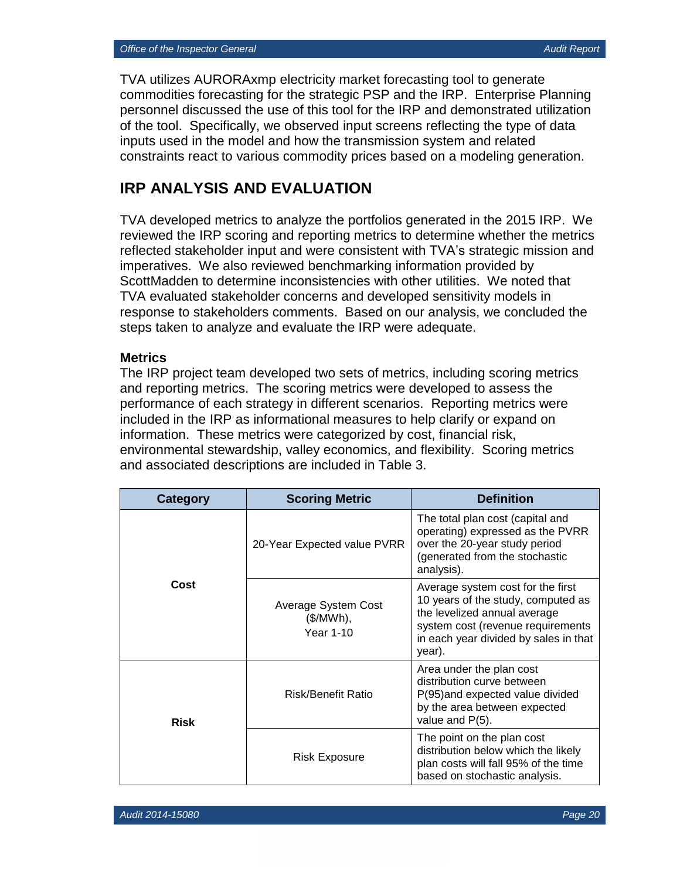TVA utilizes AURORAxmp electricity market forecasting tool to generate commodities forecasting for the strategic PSP and the IRP. Enterprise Planning personnel discussed the use of this tool for the IRP and demonstrated utilization of the tool. Specifically, we observed input screens reflecting the type of data inputs used in the model and how the transmission system and related constraints react to various commodity prices based on a modeling generation.

## IRP ANALYSIS AND EVALUATION

TVA developed metrics to analyze the portfolios generated in the 2015 IRP. We reviewed the IRP scoring and reporting metrics to determine whether the metrics reflected stakeholder input and were consistent with TVA's strategic mission and imperatives. We also reviewed benchmarking information provided by ScottMadden to determine inconsistencies with other utilities. We noted that TVA evaluated stakeholder concerns and developed sensitivity models in response to stakeholders comments. Based on our analysis, we concluded the steps taken to analyze and evaluate the IRP were adequate.

### Metrics

The IRP project team developed two sets of metrics, including scoring metrics and reporting metrics. The scoring metrics were developed to assess the performance of each strategy in different scenarios. Reporting metrics were included in the IRP as informational measures to help clarify or expand on information. These metrics were categorized by cost, financial risk, environmental stewardship, valley economics, and flexibility. Scoring metrics and associated descriptions are included in Table 3.

| Category | Scoring Metric | Definition |
|---|---|---|
| **Cost** | 20-Year Expected value PVRR | The total plan cost (capital and operating) expressed as the PVRR over the 20-year study period (generated from the stochastic analysis). |
| | Average System Cost ($/MWh), Year 1-10 | Average system cost for the first 10 years of the study, computed as the levelized annual average system cost (revenue requirements in each year divided by sales in that year). |
| **Risk** | Risk/Benefit Ratio | Area under the plan cost distribution curve between P(95)and expected value divided by the area between expected value and P(5). |
| | Risk Exposure | The point on the plan cost distribution below which the likely plan costs will fall 95% of the time based on stochastic analysis. |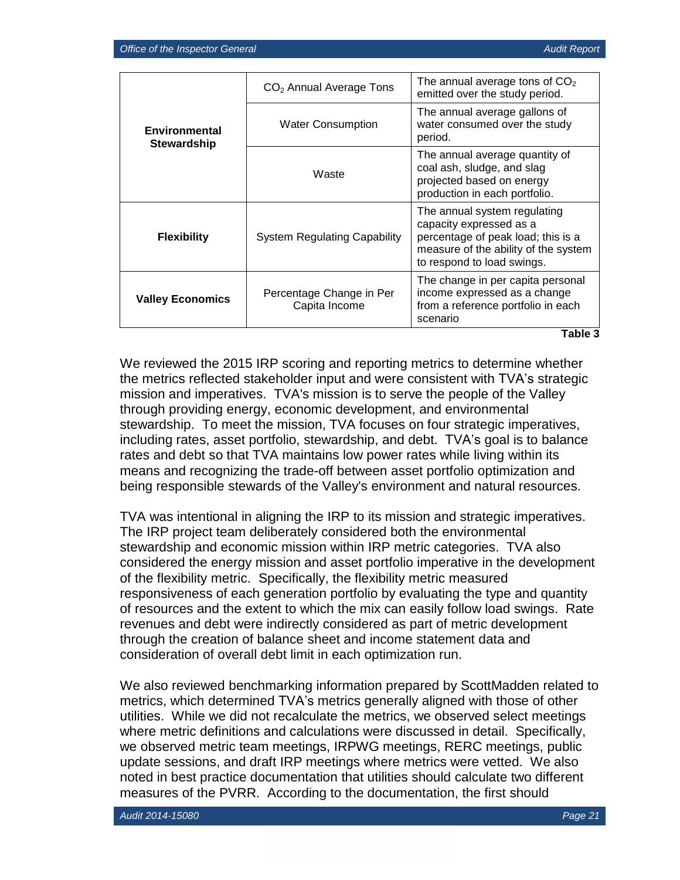| | | |
|---|---|---|
| **Environmental Stewardship** | $CO_2$ Annual Average Tons | The annual average tons of $CO_2$ emitted over the study period. |
| | Water Consumption | The annual average gallons of water consumed over the study period. |
| | Waste | The annual average quantity of coal ash, sludge, and slag projected based on energy production in each portfolio. |
| **Flexibility** | System Regulating Capability | The annual system regulating capacity expressed as a percentage of peak load; this is a measure of the ability of the system to respond to load swings. |
| **Valley Economics** | Percentage Change in Per Capita Income | The change in per capita personal income expressed as a change from a reference portfolio in each scenario |

**Table 3**

We reviewed the 2015 IRP scoring and reporting metrics to determine whether the metrics reflected stakeholder input and were consistent with TVA's strategic mission and imperatives. TVA's mission is to serve the people of the Valley through providing energy, economic development, and environmental stewardship. To meet the mission, TVA focuses on four strategic imperatives, including rates, asset portfolio, stewardship, and debt. TVA's goal is to balance rates and debt so that TVA maintains low power rates while living within its means and recognizing the trade-off between asset portfolio optimization and being responsible stewards of the Valley's environment and natural resources.

TVA was intentional in aligning the IRP to its mission and strategic imperatives. The IRP project team deliberately considered both the environmental stewardship and economic mission within IRP metric categories. TVA also considered the energy mission and asset portfolio imperative in the development of the flexibility metric. Specifically, the flexibility metric measured responsiveness of each generation portfolio by evaluating the type and quantity of resources and the extent to which the mix can easily follow load swings. Rate revenues and debt were indirectly considered as part of metric development through the creation of balance sheet and income statement data and consideration of overall debt limit in each optimization run.

We also reviewed benchmarking information prepared by ScottMadden related to metrics, which determined TVA's metrics generally aligned with those of other utilities. While we did not recalculate the metrics, we observed select meetings where metric definitions and calculations were discussed in detail. Specifically, we observed metric team meetings, IRPWG meetings, RERC meetings, public update sessions, and draft IRP meetings where metrics were vetted. We also noted in best practice documentation that utilities should calculate two different measures of the PVRR. According to the documentation, the first should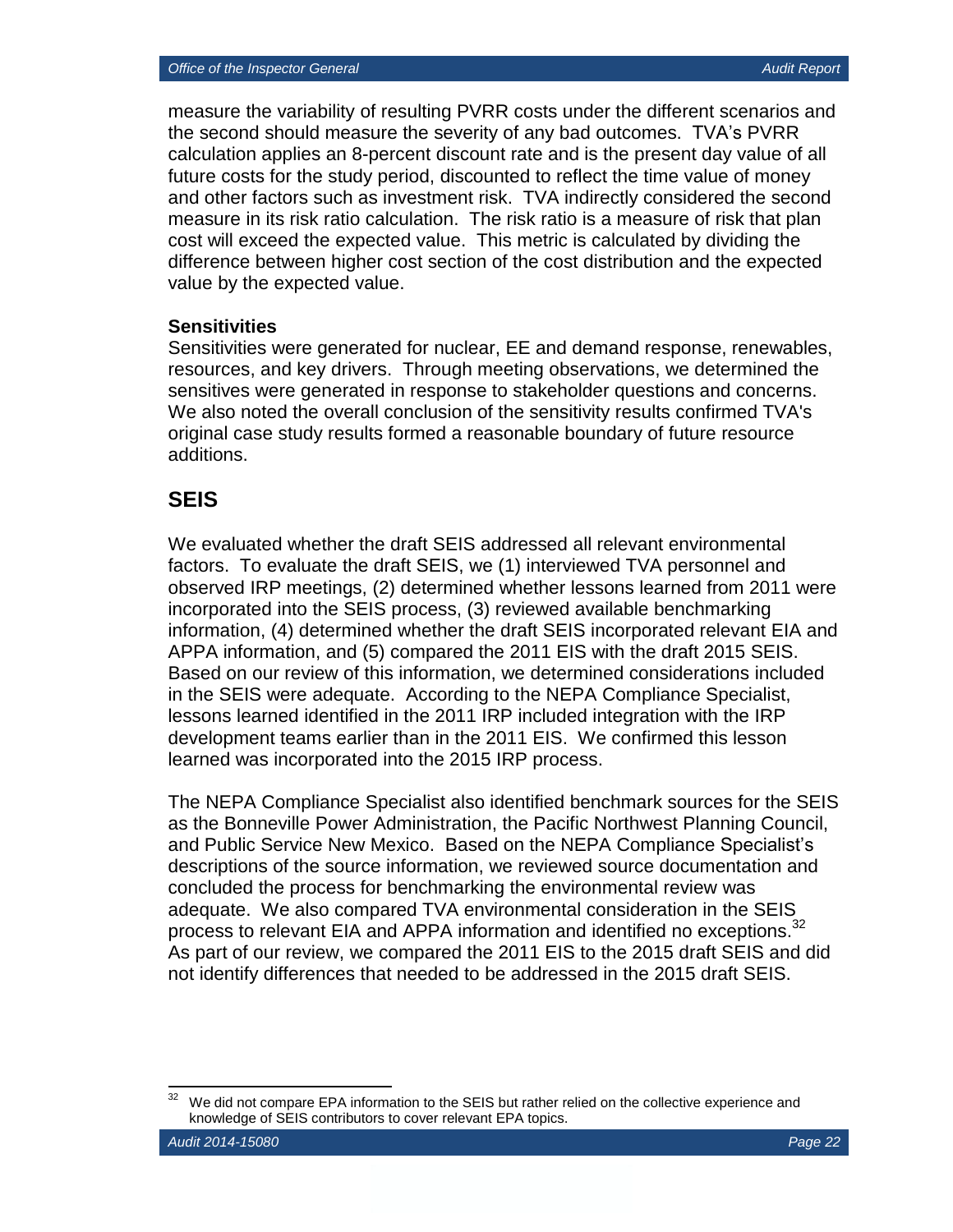measure the variability of resulting PVRR costs under the different scenarios and the second should measure the severity of any bad outcomes. TVA's PVRR calculation applies an 8-percent discount rate and is the present day value of all future costs for the study period, discounted to reflect the time value of money and other factors such as investment risk. TVA indirectly considered the second measure in its risk ratio calculation. The risk ratio is a measure of risk that plan cost will exceed the expected value. This metric is calculated by dividing the difference between higher cost section of the cost distribution and the expected value by the expected value.

**Sensitivities**

Sensitivities were generated for nuclear, EE and demand response, renewables, resources, and key drivers. Through meeting observations, we determined the sensitives were generated in response to stakeholder questions and concerns. We also noted the overall conclusion of the sensitivity results confirmed TVA's original case study results formed a reasonable boundary of future resource additions.

## SEIS

We evaluated whether the draft SEIS addressed all relevant environmental factors. To evaluate the draft SEIS, we (1) interviewed TVA personnel and observed IRP meetings, (2) determined whether lessons learned from 2011 were incorporated into the SEIS process, (3) reviewed available benchmarking information, (4) determined whether the draft SEIS incorporated relevant EIA and APPA information, and (5) compared the 2011 EIS with the draft 2015 SEIS. Based on our review of this information, we determined considerations included in the SEIS were adequate. According to the NEPA Compliance Specialist, lessons learned identified in the 2011 IRP included integration with the IRP development teams earlier than in the 2011 EIS. We confirmed this lesson learned was incorporated into the 2015 IRP process.

The NEPA Compliance Specialist also identified benchmark sources for the SEIS as the Bonneville Power Administration, the Pacific Northwest Planning Council, and Public Service New Mexico. Based on the NEPA Compliance Specialist's descriptions of the source information, we reviewed source documentation and concluded the process for benchmarking the environmental review was adequate. We also compared TVA environmental consideration in the SEIS process to relevant EIA and APPA information and identified no exceptions.[32] As part of our review, we compared the 2011 EIS to the 2015 draft SEIS and did not identify differences that needed to be addressed in the 2015 draft SEIS.

[32] We did not compare EPA information to the SEIS but rather relied on the collective experience and knowledge of SEIS contributors to cover relevant EPA topics.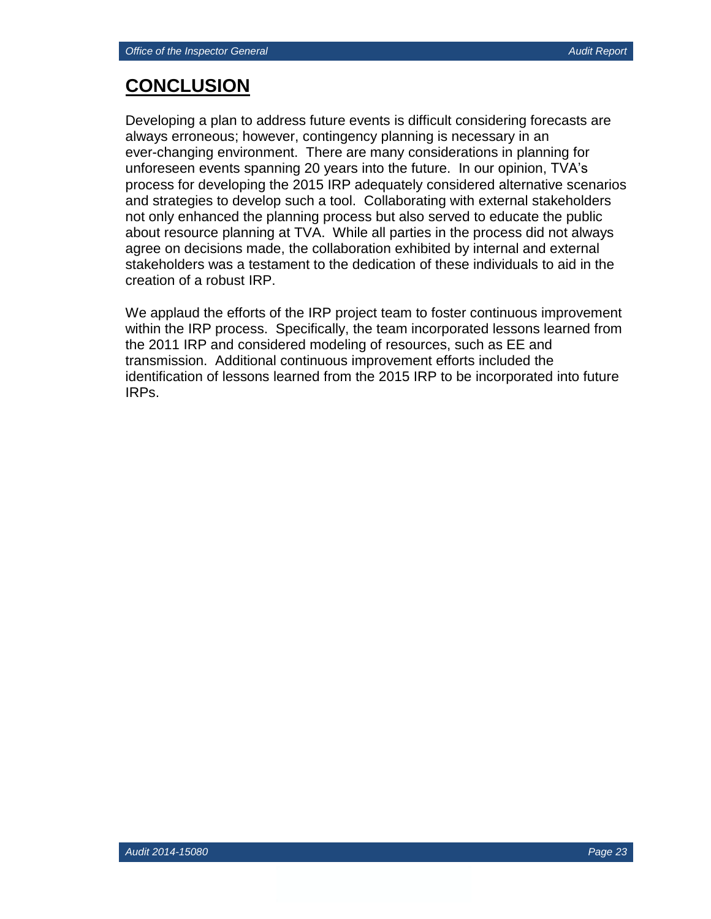# CONCLUSION

Developing a plan to address future events is difficult considering forecasts are always erroneous; however, contingency planning is necessary in an ever-changing environment. There are many considerations in planning for unforeseen events spanning 20 years into the future. In our opinion, TVA's process for developing the 2015 IRP adequately considered alternative scenarios and strategies to develop such a tool. Collaborating with external stakeholders not only enhanced the planning process but also served to educate the public about resource planning at TVA. While all parties in the process did not always agree on decisions made, the collaboration exhibited by internal and external stakeholders was a testament to the dedication of these individuals to aid in the creation of a robust IRP.

We applaud the efforts of the IRP project team to foster continuous improvement within the IRP process. Specifically, the team incorporated lessons learned from the 2011 IRP and considered modeling of resources, such as EE and transmission. Additional continuous improvement efforts included the identification of lessons learned from the 2015 IRP to be incorporated into future IRPs.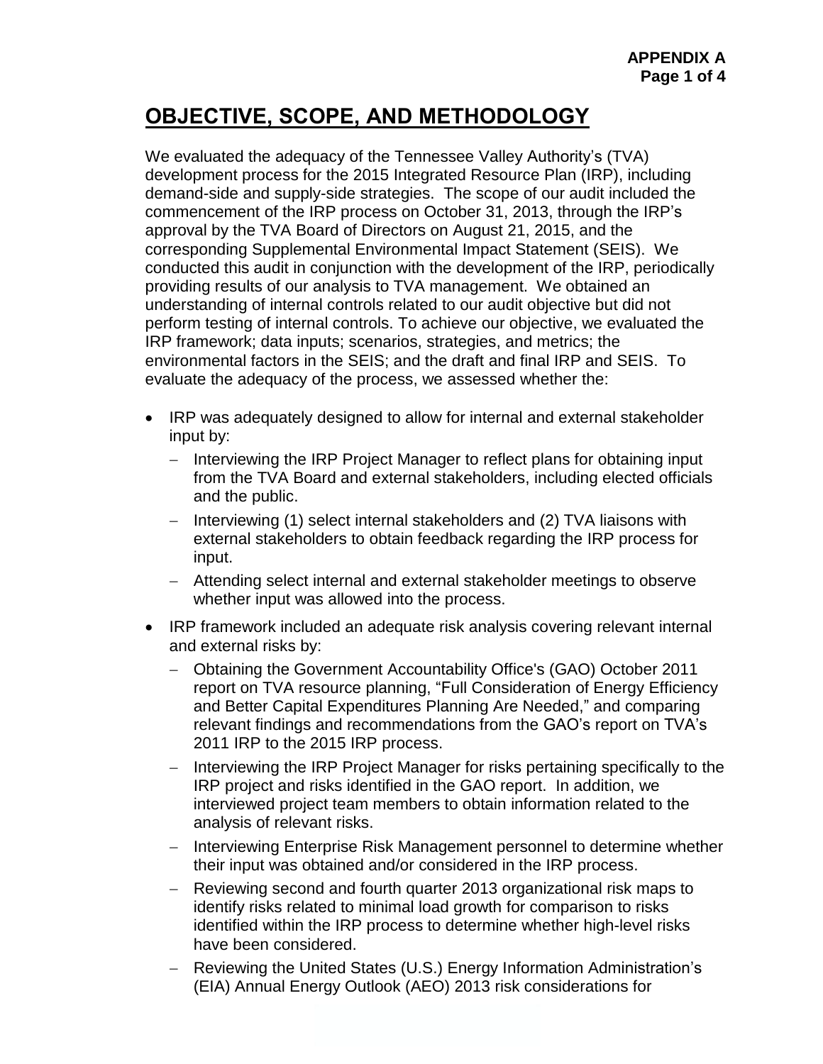# OBJECTIVE, SCOPE, AND METHODOLOGY

We evaluated the adequacy of the Tennessee Valley Authority's (TVA) development process for the 2015 Integrated Resource Plan (IRP), including demand-side and supply-side strategies. The scope of our audit included the commencement of the IRP process on October 31, 2013, through the IRP's approval by the TVA Board of Directors on August 21, 2015, and the corresponding Supplemental Environmental Impact Statement (SEIS). We conducted this audit in conjunction with the development of the IRP, periodically providing results of our analysis to TVA management. We obtained an understanding of internal controls related to our audit objective but did not perform testing of internal controls. To achieve our objective, we evaluated the IRP framework; data inputs; scenarios, strategies, and metrics; the environmental factors in the SEIS; and the draft and final IRP and SEIS. To evaluate the adequacy of the process, we assessed whether the:

- IRP was adequately designed to allow for internal and external stakeholder input by:
  - Interviewing the IRP Project Manager to reflect plans for obtaining input from the TVA Board and external stakeholders, including elected officials and the public.
  - Interviewing (1) select internal stakeholders and (2) TVA liaisons with external stakeholders to obtain feedback regarding the IRP process for input.
  - Attending select internal and external stakeholder meetings to observe whether input was allowed into the process.
- IRP framework included an adequate risk analysis covering relevant internal and external risks by:
  - Obtaining the Government Accountability Office's (GAO) October 2011 report on TVA resource planning, "Full Consideration of Energy Efficiency and Better Capital Expenditures Planning Are Needed," and comparing relevant findings and recommendations from the GAO's report on TVA's 2011 IRP to the 2015 IRP process.
  - Interviewing the IRP Project Manager for risks pertaining specifically to the IRP project and risks identified in the GAO report. In addition, we interviewed project team members to obtain information related to the analysis of relevant risks.
  - Interviewing Enterprise Risk Management personnel to determine whether their input was obtained and/or considered in the IRP process.
  - Reviewing second and fourth quarter 2013 organizational risk maps to identify risks related to minimal load growth for comparison to risks identified within the IRP process to determine whether high-level risks have been considered.
  - Reviewing the United States (U.S.) Energy Information Administration's (EIA) Annual Energy Outlook (AEO) 2013 risk considerations for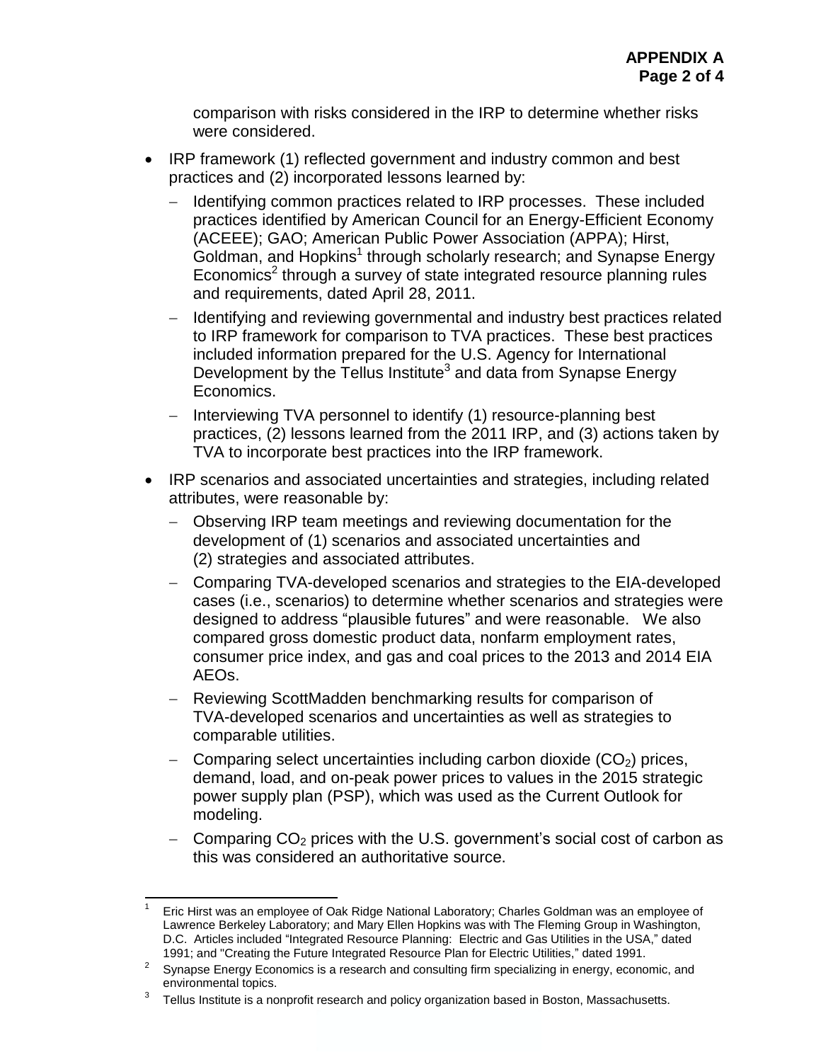comparison with risks considered in the IRP to determine whether risks were considered.

- IRP framework (1) reflected government and industry common and best practices and (2) incorporated lessons learned by:
  - Identifying common practices related to IRP processes. These included practices identified by American Council for an Energy-Efficient Economy (ACEEE); GAO; American Public Power Association (APPA); Hirst, Goldman, and Hopkins[1] through scholarly research; and Synapse Energy Economics[2] through a survey of state integrated resource planning rules and requirements, dated April 28, 2011.
  - Identifying and reviewing governmental and industry best practices related to IRP framework for comparison to TVA practices. These best practices included information prepared for the U.S. Agency for International Development by the Tellus Institute[3] and data from Synapse Energy Economics.
  - Interviewing TVA personnel to identify (1) resource-planning best practices, (2) lessons learned from the 2011 IRP, and (3) actions taken by TVA to incorporate best practices into the IRP framework.
- IRP scenarios and associated uncertainties and strategies, including related attributes, were reasonable by:
  - Observing IRP team meetings and reviewing documentation for the development of (1) scenarios and associated uncertainties and (2) strategies and associated attributes.
  - Comparing TVA-developed scenarios and strategies to the EIA-developed cases (i.e., scenarios) to determine whether scenarios and strategies were designed to address "plausible futures" and were reasonable. We also compared gross domestic product data, nonfarm employment rates, consumer price index, and gas and coal prices to the 2013 and 2014 EIA AEOs.
  - Reviewing ScottMadden benchmarking results for comparison of TVA-developed scenarios and uncertainties as well as strategies to comparable utilities.
  - Comparing select uncertainties including carbon dioxide ($CO_2$) prices, demand, load, and on-peak power prices to values in the 2015 strategic power supply plan (PSP), which was used as the Current Outlook for modeling.
  - Comparing $CO_2$ prices with the U.S. government's social cost of carbon as this was considered an authoritative source.

---

1 Eric Hirst was an employee of Oak Ridge National Laboratory; Charles Goldman was an employee of Lawrence Berkeley Laboratory; and Mary Ellen Hopkins was with The Fleming Group in Washington, D.C. Articles included "Integrated Resource Planning: Electric and Gas Utilities in the USA," dated 1991; and "Creating the Future Integrated Resource Plan for Electric Utilities," dated 1991.

2 Synapse Energy Economics is a research and consulting firm specializing in energy, economic, and environmental topics.

3 Tellus Institute is a nonprofit research and policy organization based in Boston, Massachusetts.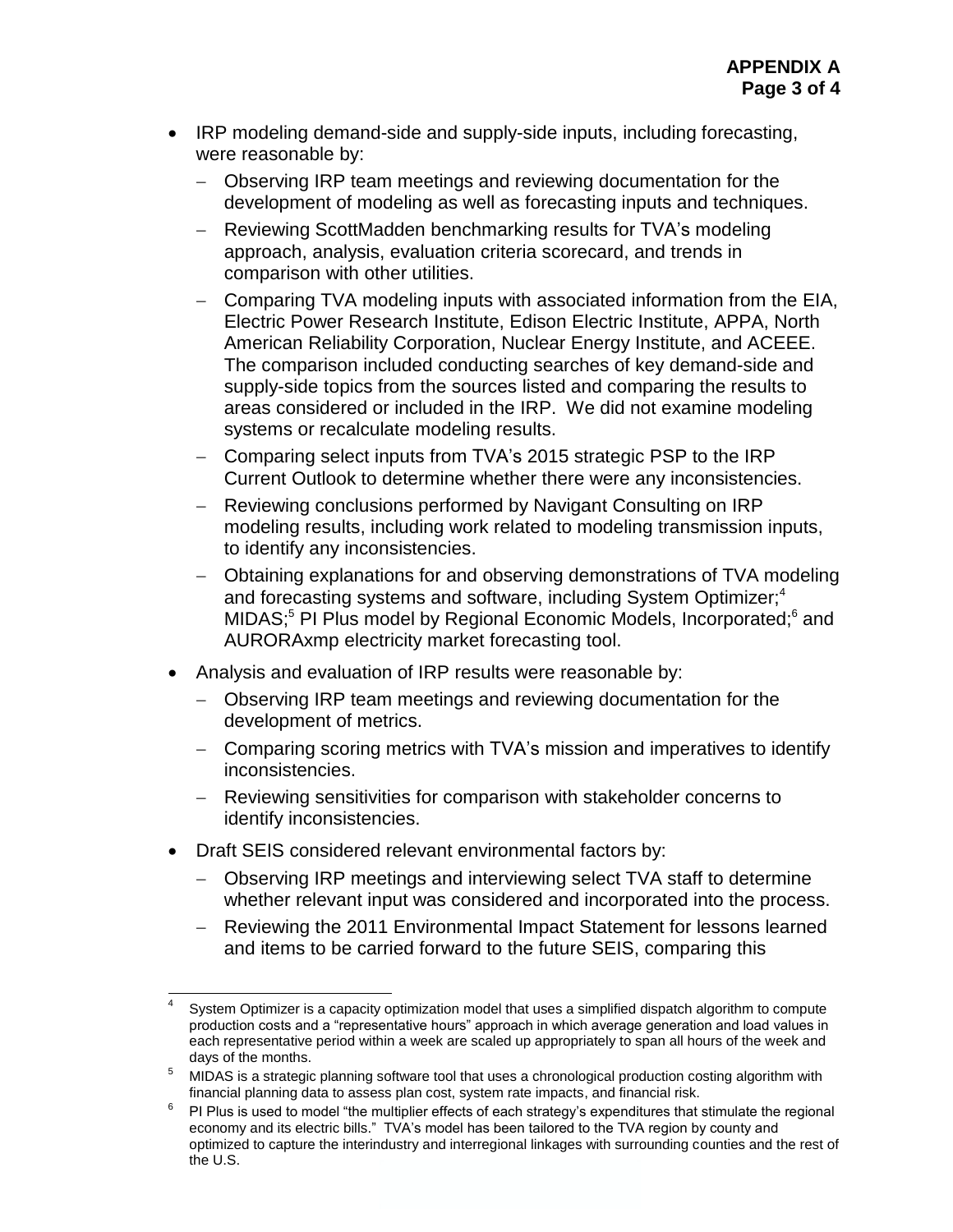- IRP modeling demand-side and supply-side inputs, including forecasting, were reasonable by:
  - Observing IRP team meetings and reviewing documentation for the development of modeling as well as forecasting inputs and techniques.
  - Reviewing ScottMadden benchmarking results for TVA's modeling approach, analysis, evaluation criteria scorecard, and trends in comparison with other utilities.
  - Comparing TVA modeling inputs with associated information from the EIA, Electric Power Research Institute, Edison Electric Institute, APPA, North American Reliability Corporation, Nuclear Energy Institute, and ACEEE. The comparison included conducting searches of key demand-side and supply-side topics from the sources listed and comparing the results to areas considered or included in the IRP. We did not examine modeling systems or recalculate modeling results.
  - Comparing select inputs from TVA's 2015 strategic PSP to the IRP Current Outlook to determine whether there were any inconsistencies.
  - Reviewing conclusions performed by Navigant Consulting on IRP modeling results, including work related to modeling transmission inputs, to identify any inconsistencies.
  - Obtaining explanations for and observing demonstrations of TVA modeling and forecasting systems and software, including System Optimizer;[4] MIDAS;[5] PI Plus model by Regional Economic Models, Incorporated;[6] and AURORAxmp electricity market forecasting tool.
- Analysis and evaluation of IRP results were reasonable by:
  - Observing IRP team meetings and reviewing documentation for the development of metrics.
  - Comparing scoring metrics with TVA's mission and imperatives to identify inconsistencies.
  - Reviewing sensitivities for comparison with stakeholder concerns to identify inconsistencies.
- Draft SEIS considered relevant environmental factors by:
  - Observing IRP meetings and interviewing select TVA staff to determine whether relevant input was considered and incorporated into the process.
  - Reviewing the 2011 Environmental Impact Statement for lessons learned and items to be carried forward to the future SEIS, comparing this

---

[4] System Optimizer is a capacity optimization model that uses a simplified dispatch algorithm to compute production costs and a "representative hours" approach in which average generation and load values in each representative period within a week are scaled up appropriately to span all hours of the week and days of the months.

[5] MIDAS is a strategic planning software tool that uses a chronological production costing algorithm with financial planning data to assess plan cost, system rate impacts, and financial risk.

[6] PI Plus is used to model "the multiplier effects of each strategy's expenditures that stimulate the regional economy and its electric bills." TVA's model has been tailored to the TVA region by county and optimized to capture the interindustry and interregional linkages with surrounding counties and the rest of the U.S.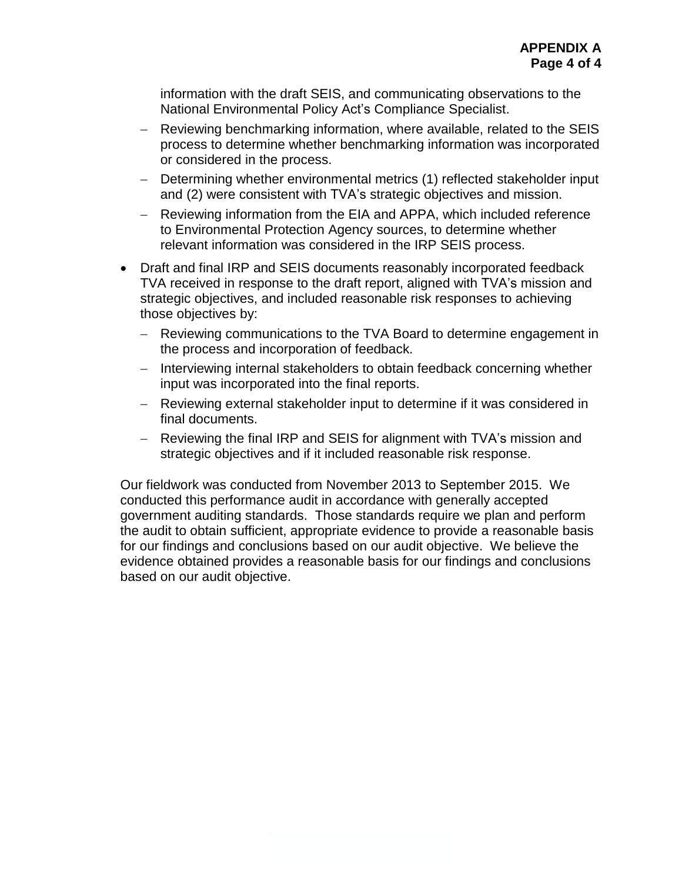information with the draft SEIS, and communicating observations to the National Environmental Policy Act's Compliance Specialist.

  - Reviewing benchmarking information, where available, related to the SEIS process to determine whether benchmarking information was incorporated or considered in the process.
  - Determining whether environmental metrics (1) reflected stakeholder input and (2) were consistent with TVA's strategic objectives and mission.
  - Reviewing information from the EIA and APPA, which included reference to Environmental Protection Agency sources, to determine whether relevant information was considered in the IRP SEIS process.

- Draft and final IRP and SEIS documents reasonably incorporated feedback TVA received in response to the draft report, aligned with TVA's mission and strategic objectives, and included reasonable risk responses to achieving those objectives by:
  - Reviewing communications to the TVA Board to determine engagement in the process and incorporation of feedback.
  - Interviewing internal stakeholders to obtain feedback concerning whether input was incorporated into the final reports.
  - Reviewing external stakeholder input to determine if it was considered in final documents.
  - Reviewing the final IRP and SEIS for alignment with TVA's mission and strategic objectives and if it included reasonable risk response.

Our fieldwork was conducted from November 2013 to September 2015. We conducted this performance audit in accordance with generally accepted government auditing standards. Those standards require we plan and perform the audit to obtain sufficient, appropriate evidence to provide a reasonable basis for our findings and conclusions based on our audit objective. We believe the evidence obtained provides a reasonable basis for our findings and conclusions based on our audit objective.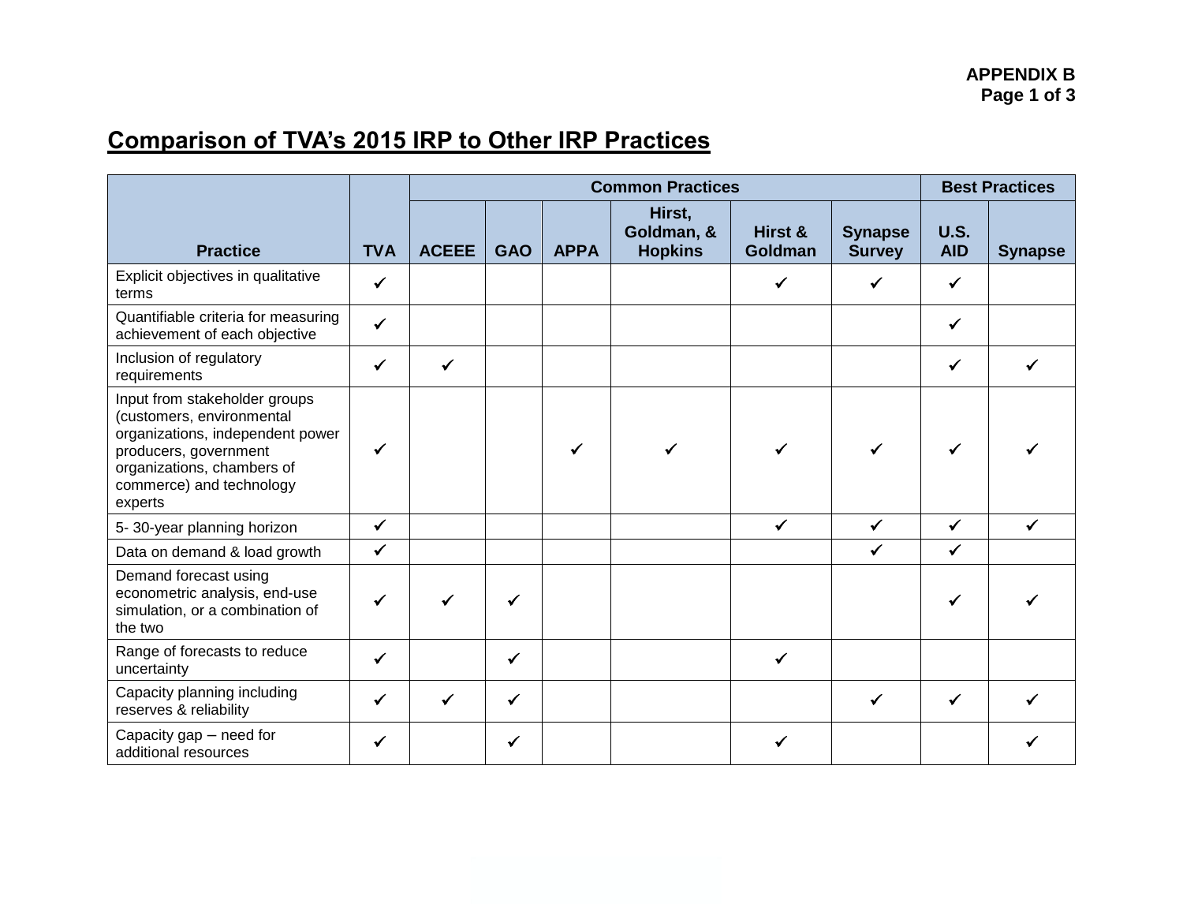APPENDIX B

## Comparison of TVA's 2015 IRP to Other IRP Practices

| Practice | TVA | Common Practices | | | | | | Best Practices | |
|---|---|---|---|---|---|---|---|---|---|
| | | ACEEE | GAO | APPA | Hirst, Goldman, & Hopkins | Hirst & Goldman | Synapse Survey | U.S. AID | Synapse |
| Explicit objectives in qualitative terms | ✓ | | | | | ✓ | ✓ | ✓ | |
| Quantifiable criteria for measuring achievement of each objective | ✓ | | | | | | | ✓ | |
| Inclusion of regulatory requirements | ✓ | ✓ | | | | | | ✓ | ✓ |
| Input from stakeholder groups (customers, environmental organizations, independent power producers, government organizations, chambers of commerce) and technology experts | ✓ | | | ✓ | ✓ | ✓ | ✓ | ✓ | ✓ |
| 5- 30-year planning horizon | ✓ | | | | | ✓ | ✓ | ✓ | ✓ |
| Data on demand & load growth | ✓ | | | | | | ✓ | ✓ | |
| Demand forecast using econometric analysis, end-use simulation, or a combination of the two | ✓ | ✓ | ✓ | | | | | ✓ | ✓ |
| Range of forecasts to reduce uncertainty | ✓ | | ✓ | | | ✓ | | | |
| Capacity planning including reserves & reliability | ✓ | ✓ | ✓ | | | | ✓ | ✓ | ✓ |
| Capacity gap – need for additional resources | ✓ | | ✓ | | | ✓ | | | ✓ |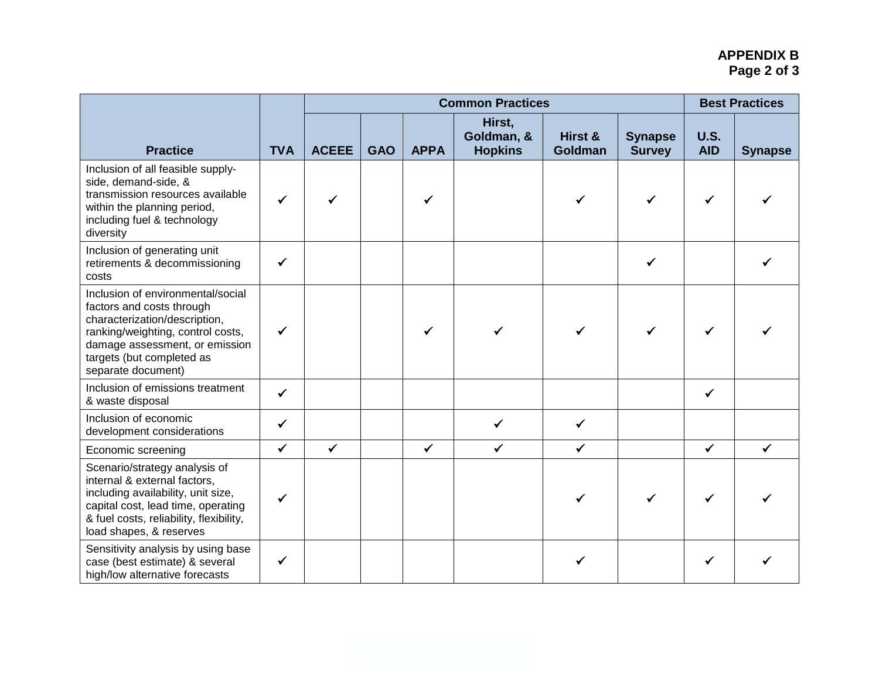**APPENDIX B**

| Practice | TVA | Common Practices | | | | | | Best Practices | |
|---|---|---|---|---|---|---|---|---|---|
| | | ACEEE | GAO | APPA | Hirst, Goldman, & Hopkins | Hirst & Goldman | Synapse Survey | U.S. AID | Synapse |
| Inclusion of all feasible supply-side, demand-side, & transmission resources available within the planning period, including fuel & technology diversity | ✔ | ✔ | | ✔ | | ✔ | ✔ | ✔ | ✔ |
| Inclusion of generating unit retirements & decommissioning costs | ✔ | | | | | | ✔ | | ✔ |
| Inclusion of environmental/social factors and costs through characterization/description, ranking/weighting, control costs, damage assessment, or emission targets (but completed as separate document) | ✔ | | | ✔ | ✔ | ✔ | ✔ | ✔ | ✔ |
| Inclusion of emissions treatment & waste disposal | ✔ | | | | | | | ✔ | |
| Inclusion of economic development considerations | ✔ | | | | ✔ | ✔ | | | |
| Economic screening | ✔ | ✔ | | ✔ | ✔ | ✔ | | ✔ | ✔ |
| Scenario/strategy analysis of internal & external factors, including availability, unit size, capital cost, lead time, operating & fuel costs, reliability, flexibility, load shapes, & reserves | ✔ | | | | | ✔ | ✔ | ✔ | ✔ |
| Sensitivity analysis by using base case (best estimate) & several high/low alternative forecasts | ✔ | | | | | ✔ | | ✔ | ✔ |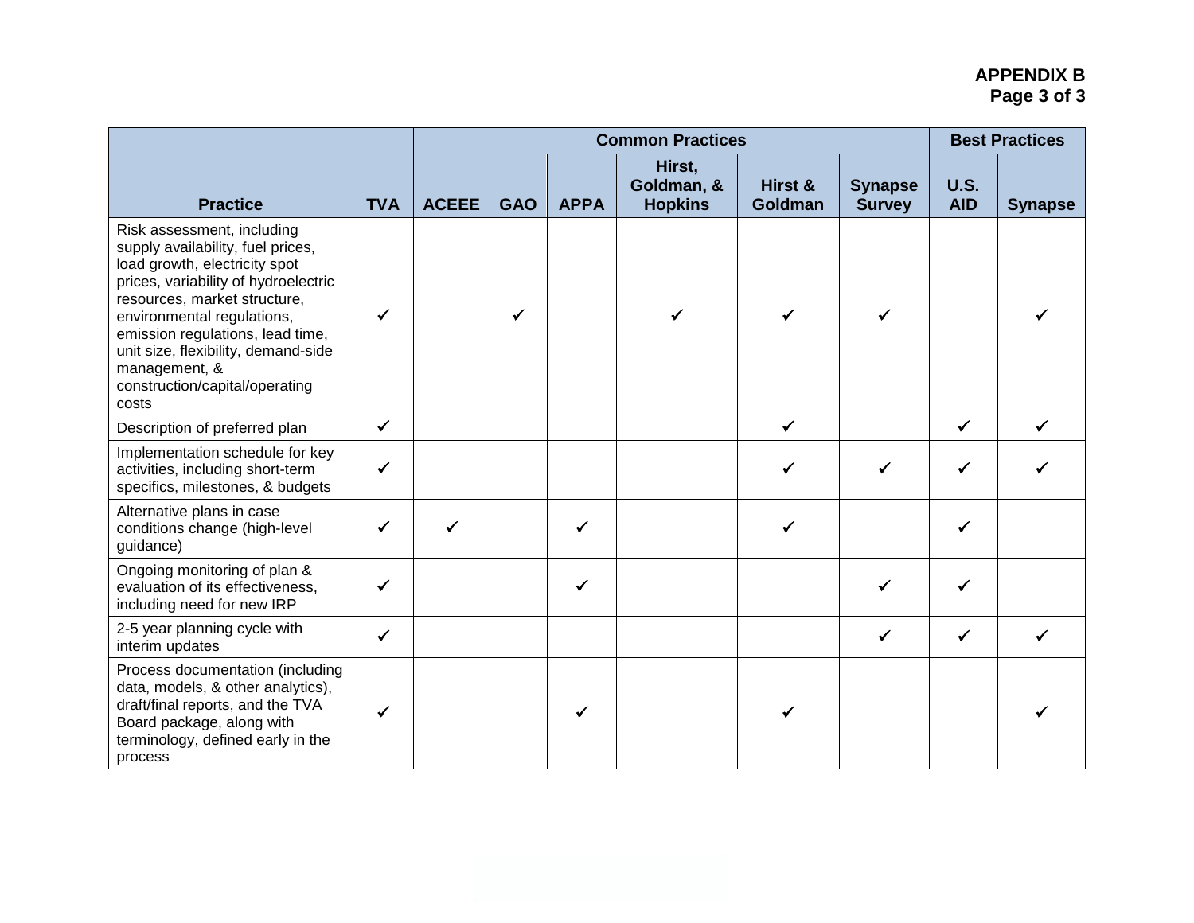**APPENDIX B**
**Page 3 of 3**

| Practice | TVA | Common Practices | | | | | | Best Practices | |
|---|---|---|---|---|---|---|---|---|---|
| | | ACEEE | GAO | APPA | Hirst, Goldman, & Hopkins | Hirst & Goldman | Synapse Survey | U.S. AID | Synapse |
| Risk assessment, including supply availability, fuel prices, load growth, electricity spot prices, variability of hydroelectric resources, market structure, environmental regulations, emission regulations, lead time, unit size, flexibility, demand-side management, & construction/capital/operating costs | ✓ | | ✓ | | ✓ | ✓ | ✓ | | ✓ |
| Description of preferred plan | ✓ | | | | | ✓ | | ✓ | ✓ |
| Implementation schedule for key activities, including short-term specifics, milestones, & budgets | ✓ | | | | | ✓ | ✓ | ✓ | ✓ |
| Alternative plans in case conditions change (high-level guidance) | ✓ | ✓ | | ✓ | | ✓ | | ✓ | |
| Ongoing monitoring of plan & evaluation of its effectiveness, including need for new IRP | ✓ | | | ✓ | | | ✓ | ✓ | |
| 2-5 year planning cycle with interim updates | ✓ | | | | | | ✓ | ✓ | ✓ |
| Process documentation (including data, models, & other analytics), draft/final reports, and the TVA Board package, along with terminology, defined early in the process | ✓ | | | ✓ | | ✓ | | | ✓ |